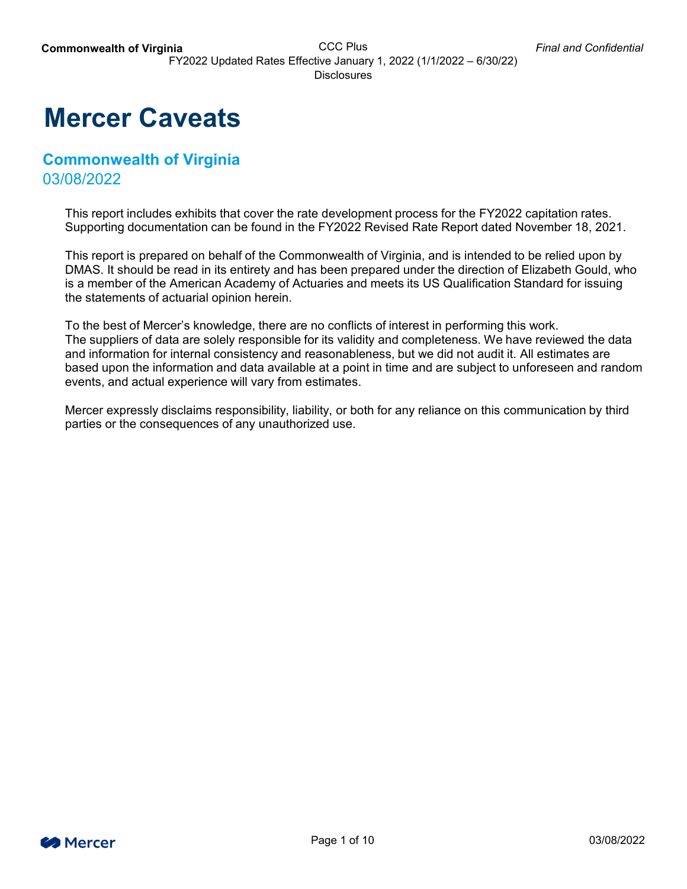# Mercer Caveats

## Commonwealth of Virginia

03/08/2022

This report includes exhibits that cover the rate development process for the FY2022 capitation rates. Supporting documentation can be found in the FY2022 Revised Rate Report dated November 18, 2021.

This report is prepared on behalf of the Commonwealth of Virginia, and is intended to be relied upon by DMAS. It should be read in its entirety and has been prepared under the direction of Elizabeth Gould, who is a member of the American Academy of Actuaries and meets its US Qualification Standard for issuing the statements of actuarial opinion herein.

To the best of Mercer's knowledge, there are no conflicts of interest in performing this work.
The suppliers of data are solely responsible for its validity and completeness. We have reviewed the data and information for internal consistency and reasonableness, but we did not audit it. All estimates are based upon the information and data available at a point in time and are subject to unforeseen and random events, and actual experience will vary from estimates.

Mercer expressly disclaims responsibility, liability, or both for any reliance on this communication by third parties or the consequences of any unauthorized use.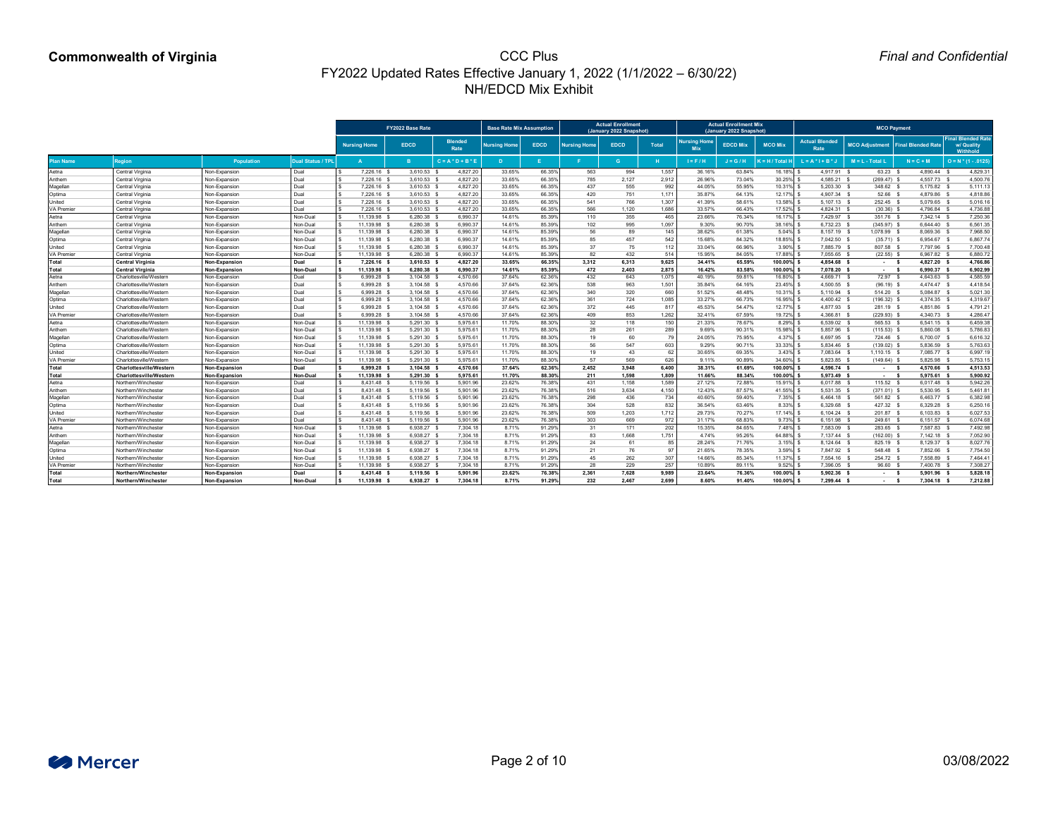**Commonwealth of Virginia**

# CCC Plus
## FY2022 Updated Rates Effective January 1, 2022 (1/1/2022 – 6/30/22)
## NH/EDCD Mix Exhibit

*Final and Confidential*

| | | | | FY2022 Base Rate | | | Base Rate Mix Assumption | | Actual Enrollment (January 2022 Snapshot) | | | Actual Enrollment Mix (January 2022 Snapshot) | | | MCO Payment | | | |
|---|---|---|---|---|---|---|---|---|---|---|---|---|---|---|---|---|---|---|
| | | | | Nursing Home | EDCD | Blended Rate | Nursing Home | EDCD | Nursing Home | EDCD | Total | Nursing Home Mix | EDCD Mix | MCO Mix | Actual Blended Rate | MCO Adjustment | Final Blended Rate | Final Blended Rate w/ Quality Withhold |
| Plan Name | Region | Population | Dual Status / TPL | A | B | C = A * D + B * E | D | E | F | G | H | I = F / H | J = G / H | K = H / Total H | L = A * I + B * J | M = L - Total L | N = C + M | O = N * (1 - .0125) |
| Aetna | Central Virginia | Non-Expansion | Dual | $ 7,226.16 | $ 3,610.53 | $ 4,827.20 | 33.65% | 66.35% | 563 | 994 | 1,557 | 36.16% | 63.84% | 16.18% | $ 4,917.91 | $ 63.23 | $ 4,890.44 | $ 4,829.31 |
| Anthem | Central Virginia | Non-Expansion | Dual | $ 7,226.16 | $ 3,610.53 | $ 4,827.20 | 33.65% | 66.35% | 785 | 2,127 | 2,912 | 26.96% | 73.04% | 30.25% | $ 4,585.21 | $ (269.47) | $ 4,557.73 | $ 4,500.76 |
| Magellan | Central Virginia | Non-Expansion | Dual | $ 7,226.16 | $ 3,610.53 | $ 4,827.20 | 33.65% | 66.35% | 437 | 555 | 992 | 44.05% | 55.95% | 10.31% | $ 5,203.30 | $ 348.62 | $ 5,175.82 | $ 5,111.13 |
| Optima | Central Virginia | Non-Expansion | Dual | $ 7,226.16 | $ 3,610.53 | $ 4,827.20 | 33.65% | 66.35% | 420 | 751 | 1,171 | 35.87% | 64.13% | 12.17% | $ 4,907.34 | $ 52.66 | $ 4,879.86 | $ 4,818.86 |
| United | Central Virginia | Non-Expansion | Dual | $ 7,226.16 | $ 3,610.53 | $ 4,827.20 | 33.65% | 66.35% | 541 | 766 | 1,307 | 41.39% | 58.61% | 13.58% | $ 5,107.13 | $ 252.45 | $ 5,079.65 | $ 5,016.16 |
| VA Premier | Central Virginia | Non-Expansion | Dual | $ 7,226.16 | $ 3,610.53 | $ 4,827.20 | 33.65% | 66.35% | 566 | 1,120 | 1,686 | 33.57% | 66.43% | 17.52% | $ 4,824.31 | $ (30.36) | $ 4,796.84 | $ 4,736.88 |
| Aetna | Central Virginia | Non-Expansion | Non-Dual | $ 11,139.98 | $ 6,280.38 | $ 6,990.37 | 14.61% | 85.39% | 110 | 355 | 465 | 23.66% | 76.34% | 16.17% | $ 7,429.97 | $ 351.76 | $ 7,342.14 | $ 7,250.36 |
| Anthem | Central Virginia | Non-Expansion | Non-Dual | $ 11,139.98 | $ 6,280.38 | $ 6,990.37 | 14.61% | 85.39% | 102 | 995 | 1,097 | 9.30% | 90.70% | 38.16% | $ 6,732.23 | $ (345.97) | $ 6,644.40 | $ 6,561.35 |
| Magellan | Central Virginia | Non-Expansion | Non-Dual | $ 11,139.98 | $ 6,280.38 | $ 6,990.37 | 14.61% | 85.39% | 56 | 89 | 145 | 38.62% | 61.38% | 5.04% | $ 8,157.19 | $ 1,078.99 | $ 8,069.36 | $ 7,968.50 |
| Optima | Central Virginia | Non-Expansion | Non-Dual | $ 11,139.98 | $ 6,280.38 | $ 6,990.37 | 14.61% | 85.39% | 85 | 457 | 542 | 15.68% | 84.32% | 18.85% | $ 7,042.50 | $ (35.71) | $ 6,954.67 | $ 6,867.74 |
| United | Central Virginia | Non-Expansion | Non-Dual | $ 11,139.98 | $ 6,280.38 | $ 6,990.37 | 14.61% | 85.39% | 37 | 75 | 112 | 33.04% | 66.96% | 3.90% | $ 7,885.79 | $ 807.58 | $ 7,797.96 | $ 7,700.48 |
| VA Premier | Central Virginia | Non-Expansion | Non-Dual | $ 11,139.98 | $ 6,280.38 | $ 6,990.37 | 14.61% | 85.39% | 82 | 432 | 514 | 15.95% | 84.05% | 17.88% | $ 7,055.65 | $ (22.55) | $ 6,967.82 | $ 6,880.72 |
| **Total** | **Central Virginia** | **Non-Expansion** | **Dual** | **$ 7,226.16** | **$ 3,610.53** | **$ 4,827.20** | **33.65%** | **66.35%** | **3,312** | **6,313** | **9,625** | **34.41%** | **65.59%** | **100.00%** | **$ 4,854.68** | **$ -** | **$ 4,827.20** | **$ 4,766.86** |
| **Total** | **Central Virginia** | **Non-Expansion** | **Non-Dual** | **$ 11,139.98** | **$ 6,280.38** | **$ 6,990.37** | **14.61%** | **85.39%** | **472** | **2,403** | **2,875** | **16.42%** | **83.58%** | **100.00%** | **$ 7,078.20** | **$ -** | **$ 6,990.37** | **$ 6,902.99** |
| Aetna | Charlottesville/Western | Non-Expansion | Dual | $ 6,999.28 | $ 3,104.58 | $ 4,570.66 | 37.64% | 62.36% | 432 | 643 | 1,075 | 40.19% | 59.81% | 16.80% | $ 4,669.71 | $ 72.97 | $ 4,643.63 | $ 4,585.59 |
| Anthem | Charlottesville/Western | Non-Expansion | Dual | $ 6,999.28 | $ 3,104.58 | $ 4,570.66 | 37.64% | 62.36% | 538 | 963 | 1,501 | 35.84% | 64.16% | 23.45% | $ 4,500.55 | $ (96.19) | $ 4,474.47 | $ 4,418.54 |
| Magellan | Charlottesville/Western | Non-Expansion | Dual | $ 6,999.28 | $ 3,104.58 | $ 4,570.66 | 37.64% | 62.36% | 340 | 320 | 660 | 51.52% | 48.48% | 10.31% | $ 5,110.94 | $ 514.20 | $ 5,084.87 | $ 5,021.30 |
| Optima | Charlottesville/Western | Non-Expansion | Dual | $ 6,999.28 | $ 3,104.58 | $ 4,570.66 | 37.64% | 62.36% | 361 | 724 | 1,085 | 33.27% | 66.73% | 16.95% | $ 4,400.42 | $ (196.32) | $ 4,374.35 | $ 4,319.67 |
| United | Charlottesville/Western | Non-Expansion | Dual | $ 6,999.28 | $ 3,104.58 | $ 4,570.66 | 37.64% | 62.36% | 372 | 445 | 817 | 45.53% | 54.47% | 12.77% | $ 4,877.93 | $ 281.19 | $ 4,851.86 | $ 4,791.21 |
| VA Premier | Charlottesville/Western | Non-Expansion | Dual | $ 6,999.28 | $ 3,104.58 | $ 4,570.66 | 37.64% | 62.36% | 409 | 853 | 1,262 | 32.41% | 67.59% | 19.72% | $ 4,366.81 | $ (229.93) | $ 4,340.73 | $ 4,286.47 |
| Aetna | Charlottesville/Western | Non-Expansion | Non-Dual | $ 11,139.98 | $ 5,291.30 | $ 5,975.61 | 11.70% | 88.30% | 32 | 118 | 150 | 21.33% | 78.67% | 8.29% | $ 6,539.02 | $ 565.53 | $ 6,541.15 | $ 6,459.38 |
| Anthem | Charlottesville/Western | Non-Expansion | Non-Dual | $ 11,139.98 | $ 5,291.30 | $ 5,975.61 | 11.70% | 88.30% | 28 | 261 | 289 | 9.69% | 90.31% | 15.98% | $ 5,857.96 | $ (115.53) | $ 5,860.08 | $ 5,786.83 |
| Magellan | Charlottesville/Western | Non-Expansion | Non-Dual | $ 11,139.98 | $ 5,291.30 | $ 5,975.61 | 11.70% | 88.30% | 19 | 60 | 79 | 24.05% | 75.95% | 4.37% | $ 6,697.95 | $ 724.46 | $ 6,700.07 | $ 6,616.32 |
| Optima | Charlottesville/Western | Non-Expansion | Non-Dual | $ 11,139.98 | $ 5,291.30 | $ 5,975.61 | 11.70% | 88.30% | 56 | 547 | 603 | 9.29% | 90.71% | 33.33% | $ 5,834.46 | $ (139.02) | $ 5,836.59 | $ 5,763.63 |
| United | Charlottesville/Western | Non-Expansion | Non-Dual | $ 11,139.98 | $ 5,291.30 | $ 5,975.61 | 11.70% | 88.30% | 19 | 43 | 62 | 30.65% | 69.35% | 3.43% | $ 7,083.64 | $ 1,110.15 | $ 7,085.77 | $ 6,997.19 |
| VA Premier | Charlottesville/Western | Non-Expansion | Non-Dual | $ 11,139.98 | $ 5,291.30 | $ 5,975.61 | 11.70% | 88.30% | 57 | 569 | 626 | 9.11% | 90.89% | 34.60% | $ 5,823.85 | $ (149.64) | $ 5,825.98 | $ 5,753.15 |
| **Total** | **Charlottesville/Western** | **Non-Expansion** | **Dual** | **$ 6,999.28** | **$ 3,104.58** | **$ 4,570.66** | **37.64%** | **62.36%** | **2,452** | **3,948** | **6,400** | **38.31%** | **61.69%** | **100.00%** | **$ 4,596.74** | **$ -** | **$ 4,570.66** | **$ 4,513.53** |
| **Total** | **Charlottesville/Western** | **Non-Expansion** | **Non-Dual** | **$ 11,139.98** | **$ 5,291.30** | **$ 5,975.61** | **11.70%** | **88.30%** | **211** | **1,598** | **1,809** | **11.66%** | **88.34%** | **100.00%** | **$ 5,973.49** | **$ -** | **$ 5,975.61** | **$ 5,900.92** |
| Aetna | Northern/Winchester | Non-Expansion | Dual | $ 8,431.48 | $ 5,119.56 | $ 5,901.96 | 23.62% | 76.38% | 431 | 1,158 | 1,589 | 27.12% | 72.88% | 15.91% | $ 6,017.88 | $ 115.52 | $ 6,017.48 | $ 5,942.26 |
| Anthem | Northern/Winchester | Non-Expansion | Dual | $ 8,431.48 | $ 5,119.56 | $ 5,901.96 | 23.62% | 76.38% | 516 | 3,634 | 4,150 | 12.43% | 87.57% | 41.55% | $ 5,531.35 | $ (371.01) | $ 5,530.95 | $ 5,461.81 |
| Magellan | Northern/Winchester | Non-Expansion | Dual | $ 8,431.48 | $ 5,119.56 | $ 5,901.96 | 23.62% | 76.38% | 298 | 436 | 734 | 40.60% | 59.40% | 7.35% | $ 6,464.18 | $ 561.82 | $ 6,463.77 | $ 6,382.98 |
| Optima | Northern/Winchester | Non-Expansion | Dual | $ 8,431.48 | $ 5,119.56 | $ 5,901.96 | 23.62% | 76.38% | 304 | 528 | 832 | 36.54% | 63.46% | 8.33% | $ 6,329.68 | $ 427.32 | $ 6,329.28 | $ 6,250.16 |
| United | Northern/Winchester | Non-Expansion | Dual | $ 8,431.48 | $ 5,119.56 | $ 5,901.96 | 23.62% | 76.38% | 509 | 1,203 | 1,712 | 29.73% | 70.27% | 17.14% | $ 6,104.24 | $ 201.87 | $ 6,103.83 | $ 6,027.53 |
| VA Premier | Northern/Winchester | Non-Expansion | Dual | $ 8,431.48 | $ 5,119.56 | $ 5,901.96 | 23.62% | 76.38% | 303 | 669 | 972 | 31.17% | 68.83% | 9.73% | $ 6,151.98 | $ 249.61 | $ 6,151.57 | $ 6,074.68 |
| Aetna | Northern/Winchester | Non-Expansion | Non-Dual | $ 11,139.98 | $ 6,938.27 | $ 7,304.18 | 8.71% | 91.29% | 31 | 171 | 202 | 15.35% | 84.65% | 7.48% | $ 7,583.09 | $ 283.65 | $ 7,587.83 | $ 7,492.98 |
| Anthem | Northern/Winchester | Non-Expansion | Non-Dual | $ 11,139.98 | $ 6,938.27 | $ 7,304.18 | 8.71% | 91.29% | 83 | 1,668 | 1,751 | 4.74% | 95.26% | 64.88% | $ 7,137.44 | $ (162.00) | $ 7,142.18 | $ 7,052.90 |
| Magellan | Northern/Winchester | Non-Expansion | Non-Dual | $ 11,139.98 | $ 6,938.27 | $ 7,304.18 | 8.71% | 91.29% | 24 | 61 | 85 | 28.24% | 71.76% | 3.15% | $ 8,124.64 | $ 825.19 | $ 8,129.37 | $ 8,027.76 |
| Optima | Northern/Winchester | Non-Expansion | Non-Dual | $ 11,139.98 | $ 6,938.27 | $ 7,304.18 | 8.71% | 91.29% | 21 | 76 | 97 | 21.65% | 78.35% | 3.59% | $ 7,847.92 | $ 548.48 | $ 7,852.66 | $ 7,754.50 |
| United | Northern/Winchester | Non-Expansion | Non-Dual | $ 11,139.98 | $ 6,938.27 | $ 7,304.18 | 8.71% | 91.29% | 45 | 262 | 307 | 14.66% | 85.34% | 11.37% | $ 7,554.16 | $ 254.72 | $ 7,558.89 | $ 7,464.41 |
| VA Premier | Northern/Winchester | Non-Expansion | Non-Dual | $ 11,139.98 | $ 6,938.27 | $ 7,304.18 | 8.71% | 91.29% | 28 | 229 | 257 | 10.89% | 89.11% | 9.52% | $ 7,396.05 | $ 96.60 | $ 7,400.78 | $ 7,308.27 |
| **Total** | **Northern/Winchester** | **Non-Expansion** | **Dual** | **$ 8,431.48** | **$ 5,119.56** | **$ 5,901.96** | **23.62%** | **76.38%** | **2,361** | **7,628** | **9,989** | **23.64%** | **76.36%** | **100.00%** | **$ 5,902.36** | **$ -** | **$ 5,901.96** | **$ 5,828.18** |
| **Total** | **Northern/Winchester** | **Non-Expansion** | **Non-Dual** | **$ 11,139.98** | **$ 6,938.27** | **$ 7,304.18** | **8.71%** | **91.29%** | **232** | **2,467** | **2,699** | **8.60%** | **91.40%** | **100.00%** | **$ 7,299.44** | **$ -** | **$ 7,304.18** | **$ 7,212.88** |

Mercer

03/08/2022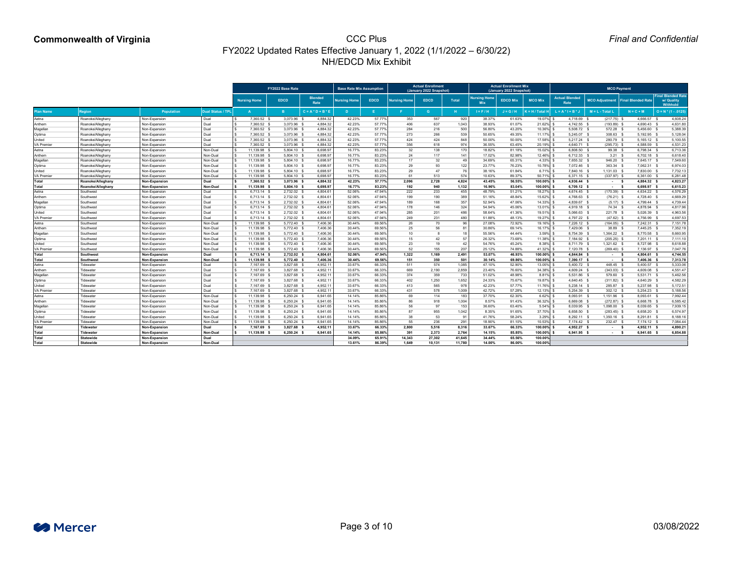**Commonwealth of Virginia**

# CCC Plus
## FY2022 Updated Rates Effective January 1, 2022 (1/1/2022 – 6/30/22)
## NH/EDCD Mix Exhibit

*Final and Confidential*

| | | | | FY2022 Base Rate | | | Base Rate Mix Assumption | | Actual Enrollment (January 2022 Snapshot) | | | Actual Enrollment Mix (January 2022 Snapshot) | | | MCO Payment | | | |
|---|---|---|---|---|---|---|---|---|---|---|---|---|---|---|---|---|---|---|
| | | | | Nursing Home | EDCD | Blended Rate | Nursing Home | EDCD | Nursing Home | EDCD | Total | Nursing Home Mix | EDCD Mix | MCO Mix | Actual Blended Rate | MCO Adjustment | Final Blended Rate | Final Blended Rate w/ Quality Withhold |
| **Plan Name** | **Region** | **Population** | **Dual Status / TPL** | A | B | C = A * D + B * E | D | E | F | G | H | I = F / H | J = G / H | K = H / Total H | L = A * I + B * J | M = L - Total L | N = C + M | O = N * (1 - .0125) |
| Aetna | Roanoke/Alleghany | Non-Expansion | Dual | $ 7,360.52 | $ 3,073.96 | $ 4,884.32 | 42.23% | 57.77% | 353 | 567 | 920 | 38.37% | 61.63% | 19.07% | $ 4,718.69 | $ (217.75) | $ 4,666.57 | $ 4,608.24 |
| Anthem | Roanoke/Alleghany | Non-Expansion | Dual | $ 7,360.52 | $ 3,073.96 | $ 4,884.32 | 42.23% | 57.77% | 406 | 637 | 1,043 | 38.93% | 61.07% | 21.62% | $ 4,742.55 | $ (193.89) | $ 4,690.43 | $ 4,631.80 |
| Magellan | Roanoke/Alleghany | Non-Expansion | Dual | $ 7,360.52 | $ 3,073.96 | $ 4,884.32 | 42.23% | 57.77% | 284 | 216 | 500 | 56.80% | 43.20% | 10.36% | $ 5,508.72 | $ 572.28 | $ 5,456.60 | $ 5,388.39 |
| Optima | Roanoke/Alleghany | Non-Expansion | Dual | $ 7,360.52 | $ 3,073.96 | $ 4,884.32 | 42.23% | 57.77% | 273 | 266 | 539 | 50.65% | 49.35% | 11.17% | $ 5,245.07 | $ 308.63 | $ 5,192.95 | $ 5,128.04 |
| United | Roanoke/Alleghany | Non-Expansion | Dual | $ 7,360.52 | $ 3,073.96 | $ 4,884.32 | 42.23% | 57.77% | 424 | 424 | 848 | 50.00% | 50.00% | 17.58% | $ 5,217.24 | $ 280.79 | $ 5,165.12 | $ 5,100.55 |
| VA Premier | Roanoke/Alleghany | Non-Expansion | Dual | $ 7,360.52 | $ 3,073.96 | $ 4,884.32 | 42.23% | 57.77% | 356 | 618 | 974 | 36.55% | 63.45% | 20.19% | $ 4,640.71 | $ (295.73) | $ 4,588.59 | $ 4,531.23 |
| Aetna | Roanoke/Alleghany | Non-Expansion | Non-Dual | $ 11,139.98 | $ 5,804.10 | $ 6,698.97 | 16.77% | 83.23% | 32 | 138 | 170 | 18.82% | 81.18% | 15.02% | $ 6,808.50 | $ 99.38 | $ 6,798.34 | $ 6,713.36 |
| Anthem | Roanoke/Alleghany | Non-Expansion | Non-Dual | $ 11,139.98 | $ 5,804.10 | $ 6,698.97 | 16.77% | 83.23% | 24 | 117 | 141 | 17.02% | 82.98% | 12.46% | $ 6,712.33 | $ 3.21 | $ 6,702.18 | $ 6,618.40 |
| Magellan | Roanoke/Alleghany | Non-Expansion | Non-Dual | $ 11,139.98 | $ 5,804.10 | $ 6,698.97 | 16.77% | 83.23% | 17 | 32 | 49 | 34.69% | 65.31% | 4.33% | $ 7,655.32 | $ 946.20 | $ 7,645.17 | $ 7,549.60 |
| Optima | Roanoke/Alleghany | Non-Expansion | Non-Dual | $ 11,139.98 | $ 5,804.10 | $ 6,698.97 | 16.77% | 83.23% | 29 | 93 | 122 | 23.77% | 76.23% | 10.78% | $ 7,072.46 | $ 363.34 | $ 7,062.31 | $ 6,974.03 |
| United | Roanoke/Alleghany | Non-Expansion | Non-Dual | $ 11,139.98 | $ 5,804.10 | $ 6,698.97 | 16.77% | 83.23% | 29 | 47 | 76 | 38.16% | 61.84% | 6.71% | $ 7,840.16 | $ 1,131.03 | $ 7,830.00 | $ 7,732.13 |
| VA Premier | Roanoke/Alleghany | Non-Expansion | Non-Dual | $ 11,139.98 | $ 5,804.10 | $ 6,698.97 | 16.77% | 83.23% | 61 | 513 | 574 | 10.63% | 89.37% | 50.71% | $ 6,371.15 | $ (337.97) | $ 6,361.00 | $ 6,281.48 |
| **Total** | **Roanoke/Alleghany** | **Non-Expansion** | **Dual** | **$ 7,360.52** | **$ 3,073.96** | **$ 4,884.32** | **42.23%** | **57.77%** | **2,096** | **2,728** | **4,824** | **43.45%** | **56.55%** | **100.00%** | **$ 4,936.44** | **$ -** | **$ 4,884.32** | **$ 4,823.27** |
| **Total** | **Roanoke/Alleghany** | **Non-Expansion** | **Non-Dual** | **$ 11,139.98** | **$ 5,804.10** | **$ 6,698.97** | **16.77%** | **83.23%** | **192** | **940** | **1,132** | **16.96%** | **83.04%** | **100.00%** | **$ 6,709.12** | **$ -** | **$ 6,698.97** | **$ 6,615.23** |
| Aetna | Southwest | Non-Expansion | Dual | $ 6,713.14 | $ 2,732.02 | $ 4,804.61 | 52.06% | 47.94% | 222 | 233 | 455 | 48.79% | 51.21% | 18.27% | $ 4,674.45 | $ (170.39) | $ 4,634.22 | $ 4,576.29 |
| Anthem | Southwest | Non-Expansion | Dual | $ 6,713.14 | $ 2,732.02 | $ 4,804.61 | 52.06% | 47.94% | 199 | 190 | 389 | 51.16% | 48.84% | 15.62% | $ 4,768.63 | $ (76.21) | $ 4,728.40 | $ 4,669.29 |
| Magellan | Southwest | Non-Expansion | Dual | $ 6,713.14 | $ 2,732.02 | $ 4,804.61 | 52.06% | 47.94% | 189 | 168 | 357 | 52.94% | 47.06% | 14.33% | $ 4,839.67 | $ (5.17) | $ 4,799.44 | $ 4,739.44 |
| Optima | Southwest | Non-Expansion | Dual | $ 6,713.14 | $ 2,732.02 | $ 4,804.61 | 52.06% | 47.94% | 178 | 146 | 324 | 54.94% | 45.06% | 13.01% | $ 4,919.18 | $ 74.34 | $ 4,878.94 | $ 4,817.96 |
| United | Southwest | Non-Expansion | Dual | $ 6,713.14 | $ 2,732.02 | $ 4,804.61 | 52.06% | 47.94% | 285 | 201 | 486 | 58.64% | 41.36% | 19.51% | $ 5,066.63 | $ 221.78 | $ 5,026.39 | $ 4,963.56 |
| VA Premier | Southwest | Non-Expansion | Dual | $ 6,713.14 | $ 2,732.02 | $ 4,804.61 | 52.06% | 47.94% | 249 | 231 | 480 | 51.88% | 48.13% | 19.27% | $ 4,797.22 | $ (47.62) | $ 4,756.99 | $ 4,697.53 |
| Aetna | Southwest | Non-Expansion | Non-Dual | $ 11,139.98 | $ 5,772.40 | $ 7,406.36 | 30.44% | 69.56% | 26 | 70 | 96 | 27.08% | 72.92% | 19.16% | $ 7,226.12 | $ (164.05) | $ 7,242.31 | $ 7,151.78 |
| Anthem | Southwest | Non-Expansion | Non-Dual | $ 11,139.98 | $ 5,772.40 | $ 7,406.36 | 30.44% | 69.56% | 25 | 56 | 81 | 30.86% | 69.14% | 16.17% | $ 7,429.06 | $ 38.89 | $ 7,445.25 | $ 7,352.19 |
| Magellan | Southwest | Non-Expansion | Non-Dual | $ 11,139.98 | $ 5,772.40 | $ 7,406.36 | 30.44% | 69.56% | 10 | 8 | 18 | 55.56% | 44.44% | 3.59% | $ 8,754.39 | $ 1,364.22 | $ 8,770.58 | $ 8,660.95 |
| Optima | Southwest | Non-Expansion | Non-Dual | $ 11,139.98 | $ 5,772.40 | $ 7,406.36 | 30.44% | 69.56% | 15 | 42 | 57 | 26.32% | 73.68% | 11.38% | $ 7,184.92 | $ (205.25) | $ 7,201.11 | $ 7,111.10 |
| United | Southwest | Non-Expansion | Non-Dual | $ 11,139.98 | $ 5,772.40 | $ 7,406.36 | 30.44% | 69.56% | 23 | 19 | 42 | 54.76% | 45.24% | 8.38% | $ 8,711.79 | $ 1,321.62 | $ 8,727.98 | $ 8,618.88 |
| VA Premier | Southwest | Non-Expansion | Non-Dual | $ 11,139.98 | $ 5,772.40 | $ 7,406.36 | 30.44% | 69.56% | 52 | 155 | 207 | 25.12% | 74.88% | 41.32% | $ 7,120.78 | $ (269.40) | $ 7,136.97 | $ 7,047.76 |
| **Total** | **Southwest** | **Non-Expansion** | **Dual** | **$ 6,713.14** | **$ 2,732.02** | **$ 4,804.61** | **52.06%** | **47.94%** | **1,322** | **1,169** | **2,491** | **53.07%** | **46.93%** | **100.00%** | **$ 4,844.84** | **$ -** | **$ 4,804.61** | **$ 4,744.55** |
| **Total** | **Southwest** | **Non-Expansion** | **Non-Dual** | **$ 11,139.98** | **$ 5,772.40** | **$ 7,406.36** | **30.44%** | **69.56%** | **151** | **350** | **501** | **30.14%** | **69.86%** | **100.00%** | **$ 7,390.17** | **$ -** | **$ 7,406.36** | **$ 7,313.78** |
| Aetna | Tidewater | Non-Expansion | Dual | $ 7,167.69 | $ 3,827.68 | $ 4,952.11 | 33.67% | 66.33% | 511 | 574 | 1,085 | 47.10% | 52.90% | 13.05% | $ 5,400.72 | $ 448.45 | $ 5,400.57 | $ 5,333.06 |
| Anthem | Tidewater | Non-Expansion | Dual | $ 7,167.69 | $ 3,827.68 | $ 4,952.11 | 33.67% | 66.33% | 669 | 2,190 | 2,859 | 23.40% | 76.60% | 34.38% | $ 4,609.24 | $ (343.03) | $ 4,609.08 | $ 4,551.47 |
| Magellan | Tidewater | Non-Expansion | Dual | $ 7,167.69 | $ 3,827.68 | $ 4,952.11 | 33.67% | 66.33% | 374 | 359 | 733 | 51.02% | 48.98% | 8.81% | $ 5,531.86 | $ 579.60 | $ 5,531.71 | $ 5,462.56 |
| Optima | Tidewater | Non-Expansion | Dual | $ 7,167.69 | $ 3,827.68 | $ 4,952.11 | 33.67% | 66.33% | 402 | 1,250 | 1,652 | 24.33% | 75.67% | 19.87% | $ 4,640.45 | $ (311.82) | $ 4,640.29 | $ 4,582.29 |
| United | Tidewater | Non-Expansion | Dual | $ 7,167.69 | $ 3,827.68 | $ 4,952.11 | 33.67% | 66.33% | 413 | 565 | 978 | 42.23% | 57.77% | 11.76% | $ 5,238.14 | $ 285.87 | $ 5,237.98 | $ 5,172.51 |
| VA Premier | Tidewater | Non-Expansion | Dual | $ 7,167.69 | $ 3,827.68 | $ 4,952.11 | 33.67% | 66.33% | 431 | 578 | 1,009 | 42.72% | 57.28% | 12.13% | $ 5,254.39 | $ 302.12 | $ 5,254.23 | $ 5,188.56 |
| Aetna | Tidewater | Non-Expansion | Non-Dual | $ 11,139.98 | $ 6,250.24 | $ 6,941.65 | 14.14% | 85.86% | 69 | 114 | 183 | 37.70% | 62.30% | 6.62% | $ 8,093.91 | $ 1,151.96 | $ 8,093.61 | $ 7,992.44 |
| Anthem | Tidewater | Non-Expansion | Non-Dual | $ 11,139.98 | $ 6,250.24 | $ 6,941.65 | 14.14% | 85.86% | 86 | 918 | 1,004 | 8.57% | 91.43% | 36.32% | $ 6,669.08 | $ (272.87) | $ 6,668.78 | $ 6,585.42 |
| Magellan | Tidewater | Non-Expansion | Non-Dual | $ 11,139.98 | $ 6,250.24 | $ 6,941.65 | 14.14% | 85.86% | 56 | 97 | 153 | 36.60% | 63.40% | 5.54% | $ 8,039.95 | $ 1,098.00 | $ 8,039.65 | $ 7,939.15 |
| Optima | Tidewater | Non-Expansion | Non-Dual | $ 11,139.98 | $ 6,250.24 | $ 6,941.65 | 14.14% | 85.86% | 87 | 955 | 1,042 | 8.35% | 91.65% | 37.70% | $ 6,658.50 | $ (283.45) | $ 6,658.20 | $ 6,574.97 |
| United | Tidewater | Non-Expansion | Non-Dual | $ 11,139.98 | $ 6,250.24 | $ 6,941.65 | 14.14% | 85.86% | 38 | 53 | 91 | 41.76% | 58.24% | 3.29% | $ 8,292.11 | $ 1,350.16 | $ 8,291.81 | $ 8,188.16 |
| VA Premier | Tidewater | Non-Expansion | Non-Dual | $ 11,139.98 | $ 6,250.24 | $ 6,941.65 | 14.14% | 85.86% | 55 | 236 | 291 | 18.90% | 81.10% | 10.53% | $ 7,174.42 | $ 232.47 | $ 7,174.12 | $ 7,084.44 |
| **Total** | **Tidewater** | **Non-Expansion** | **Dual** | **$ 7,167.69** | **$ 3,827.68** | **$ 4,952.11** | **33.67%** | **66.33%** | **2,800** | **5,516** | **8,316** | **33.67%** | **66.33%** | **100.00%** | **$ 4,952.27** | **$ -** | **$ 4,952.11** | **$ 4,890.21** |
| **Total** | **Tidewater** | **Non-Expansion** | **Non-Dual** | **$ 11,139.98** | **$ 6,250.24** | **$ 6,941.65** | **14.14%** | **85.86%** | **391** | **2,373** | **2,764** | **14.15%** | **85.85%** | **100.00%** | **$ 6,941.95** | **$ -** | **$ 6,941.65** | **$ 6,854.88** |
| **Total** | **Statewide** | **Non-Expansion** | **Dual** | | | | **34.09%** | **65.91%** | **14,343** | **27,302** | **41,645** | **34.44%** | **65.56%** | **100.00%** | | | | |
| **Total** | **Statewide** | **Non-Expansion** | **Non-Dual** | | | | **13.61%** | **86.39%** | **1,649** | **10,131** | **11,780** | **14.00%** | **86.00%** | **100.00%** | | | | |

03/08/2022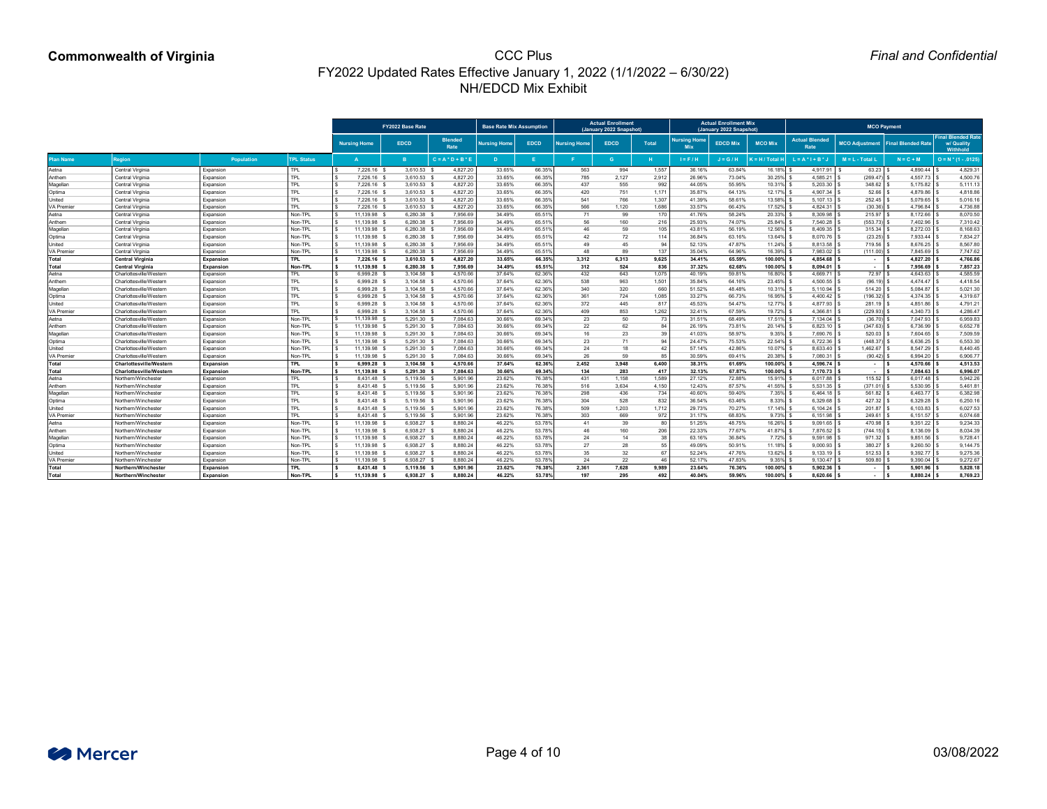**Commonwealth of Virginia**

*Final and Confidential*

# CCC Plus
## FY2022 Updated Rates Effective January 1, 2022 (1/1/2022 – 6/30/22)
## NH/EDCD Mix Exhibit

| | | | | FY2022 Base Rate | | | Base Rate Mix Assumption | | Actual Enrollment (January 2022 Snapshot) | | | Actual Enrollment Mix (January 2022 Snapshot) | | | MCO Payment | | | |
|---|---|---|---|---|---|---|---|---|---|---|---|---|---|---|---|---|---|---|
| | | | | Nursing Home | EDCD | Blended Rate | Nursing Home | EDCD | Nursing Home | EDCD | Total | Nursing Home Mix | EDCD Mix | MCO Mix | Actual Blended Rate | MCO Adjustment | Final Blended Rate | Final Blended Rate w/ Quality Withhold |
| **Plan Name** | **Region** | **Population** | **TPL Status** | **A** | **B** | **C = A * D + B * E** | **D** | **E** | **F** | **G** | **H** | **I = F / H** | **J = G / H** | **K = H / Total H** | **L = A * I + B * J** | **M = L - Total L** | **N = C + M** | **O = N * (1 - .0125)** |
| Aetna | Central Virginia | Expansion | TPL | $ 7,226.16 | $ 3,610.53 | $ 4,827.20 | 33.65% | 66.35% | 563 | 994 | 1,557 | 36.16% | 63.84% | 16.18% | $ 4,917.91 | $ 63.23 | $ 4,890.44 | $ 4,829.31 |
| Anthem | Central Virginia | Expansion | TPL | $ 7,226.16 | $ 3,610.53 | $ 4,827.20 | 33.65% | 66.35% | 785 | 2,127 | 2,912 | 26.96% | 73.04% | 30.25% | $ 4,585.21 | $ (269.47) | $ 4,557.73 | $ 4,500.76 |
| Magellan | Central Virginia | Expansion | TPL | $ 7,226.16 | $ 3,610.53 | $ 4,827.20 | 33.65% | 66.35% | 437 | 555 | 992 | 44.05% | 55.95% | 10.31% | $ 5,203.30 | $ 348.62 | $ 5,175.82 | $ 5,111.13 |
| Optima | Central Virginia | Expansion | TPL | $ 7,226.16 | $ 3,610.53 | $ 4,827.20 | 33.65% | 66.35% | 420 | 751 | 1,171 | 35.87% | 64.13% | 12.17% | $ 4,907.34 | $ 52.66 | $ 4,879.86 | $ 4,818.86 |
| United | Central Virginia | Expansion | TPL | $ 7,226.16 | $ 3,610.53 | $ 4,827.20 | 33.65% | 66.35% | 541 | 766 | 1,307 | 41.39% | 58.61% | 13.58% | $ 5,107.13 | $ 252.45 | $ 5,079.65 | $ 5,016.16 |
| VA Premier | Central Virginia | Expansion | TPL | $ 7,226.16 | $ 3,610.53 | $ 4,827.20 | 33.65% | 66.35% | 566 | 1,120 | 1,686 | 33.57% | 66.43% | 17.52% | $ 4,824.31 | $ (30.36) | $ 4,796.84 | $ 4,736.88 |
| Aetna | Central Virginia | Expansion | Non-TPL | $ 11,139.98 | $ 6,280.38 | $ 7,956.69 | 34.49% | 65.51% | 71 | 99 | 170 | 41.76% | 58.24% | 20.33% | $ 8,309.98 | $ 215.97 | $ 8,172.66 | $ 8,070.50 |
| Anthem | Central Virginia | Expansion | Non-TPL | $ 11,139.98 | $ 6,280.38 | $ 7,956.69 | 34.49% | 65.51% | 56 | 160 | 216 | 25.93% | 74.07% | 25.84% | $ 7,540.28 | $ (553.73) | $ 7,402.96 | $ 7,310.42 |
| Magellan | Central Virginia | Expansion | Non-TPL | $ 11,139.98 | $ 6,280.38 | $ 7,956.69 | 34.49% | 65.51% | 46 | 59 | 105 | 43.81% | 56.19% | 12.56% | $ 8,409.35 | $ 315.34 | $ 8,272.03 | $ 8,168.63 |
| Optima | Central Virginia | Expansion | Non-TPL | $ 11,139.98 | $ 6,280.38 | $ 7,956.69 | 34.49% | 65.51% | 42 | 72 | 114 | 36.84% | 63.16% | 13.64% | $ 8,070.76 | $ (23.25) | $ 7,933.44 | $ 7,834.27 |
| United | Central Virginia | Expansion | Non-TPL | $ 11,139.98 | $ 6,280.38 | $ 7,956.69 | 34.49% | 65.51% | 49 | 45 | 94 | 52.13% | 47.87% | 11.24% | $ 8,813.58 | $ 719.56 | $ 8,676.25 | $ 8,567.80 |
| VA Premier | Central Virginia | Expansion | Non-TPL | $ 11,139.98 | $ 6,280.38 | $ 7,956.69 | 34.49% | 65.51% | 48 | 89 | 137 | 35.04% | 64.96% | 16.39% | $ 7,983.02 | $ (111.00) | $ 7,845.69 | $ 7,747.62 |
| **Total** | **Central Virginia** | **Expansion** | **TPL** | **$ 7,226.16** | **$ 3,610.53** | **$ 4,827.20** | **33.65%** | **66.35%** | **3,312** | **6,313** | **9,625** | **34.41%** | **65.59%** | **100.00%** | **$ 4,854.68** | **$ -** | **$ 4,827.20** | **$ 4,766.86** |
| **Total** | **Central Virginia** | **Expansion** | **Non-TPL** | **$ 11,139.98** | **$ 6,280.38** | **$ 7,956.69** | **34.49%** | **65.51%** | **312** | **524** | **836** | **37.32%** | **62.68%** | **100.00%** | **$ 8,094.01** | **$ -** | **$ 7,956.69** | **$ 7,857.23** |
| Aetna | Charlottesville/Western | Expansion | TPL | $ 6,999.28 | $ 3,104.58 | $ 4,570.66 | 37.64% | 62.36% | 432 | 643 | 1,075 | 40.19% | 59.81% | 16.80% | $ 4,669.71 | $ 72.97 | $ 4,643.63 | $ 4,585.59 |
| Anthem | Charlottesville/Western | Expansion | TPL | $ 6,999.28 | $ 3,104.58 | $ 4,570.66 | 37.64% | 62.36% | 538 | 963 | 1,501 | 35.84% | 64.16% | 23.45% | $ 4,500.55 | $ (96.19) | $ 4,474.47 | $ 4,418.54 |
| Magellan | Charlottesville/Western | Expansion | TPL | $ 6,999.28 | $ 3,104.58 | $ 4,570.66 | 37.64% | 62.36% | 340 | 320 | 660 | 51.52% | 48.48% | 10.31% | $ 5,110.94 | $ 514.20 | $ 5,084.87 | $ 5,021.30 |
| Optima | Charlottesville/Western | Expansion | TPL | $ 6,999.28 | $ 3,104.58 | $ 4,570.66 | 37.64% | 62.36% | 361 | 724 | 1,085 | 33.27% | 66.73% | 16.95% | $ 4,400.42 | $ (196.32) | $ 4,374.35 | $ 4,319.67 |
| United | Charlottesville/Western | Expansion | TPL | $ 6,999.28 | $ 3,104.58 | $ 4,570.66 | 37.64% | 62.36% | 372 | 445 | 817 | 45.53% | 54.47% | 12.77% | $ 4,877.93 | $ 281.19 | $ 4,851.86 | $ 4,791.21 |
| VA Premier | Charlottesville/Western | Expansion | TPL | $ 6,999.28 | $ 3,104.58 | $ 4,570.66 | 37.64% | 62.36% | 409 | 853 | 1,262 | 32.41% | 67.59% | 19.72% | $ 4,366.81 | $ (229.93) | $ 4,340.73 | $ 4,286.47 |
| Aetna | Charlottesville/Western | Expansion | Non-TPL | $ 11,139.98 | $ 5,291.30 | $ 7,084.63 | 30.66% | 69.34% | 23 | 50 | 73 | 31.51% | 68.49% | 17.51% | $ 7,134.04 | $ (36.70) | $ 7,047.93 | $ 6,959.83 |
| Anthem | Charlottesville/Western | Expansion | Non-TPL | $ 11,139.98 | $ 5,291.30 | $ 7,084.63 | 30.66% | 69.34% | 22 | 62 | 84 | 26.19% | 73.81% | 20.14% | $ 6,823.10 | $ (347.63) | $ 6,736.99 | $ 6,652.78 |
| Magellan | Charlottesville/Western | Expansion | Non-TPL | $ 11,139.98 | $ 5,291.30 | $ 7,084.63 | 30.66% | 69.34% | 16 | 23 | 39 | 41.03% | 58.97% | 9.35% | $ 7,690.76 | $ 520.03 | $ 7,604.65 | $ 7,509.59 |
| Optima | Charlottesville/Western | Expansion | Non-TPL | $ 11,139.98 | $ 5,291.30 | $ 7,084.63 | 30.66% | 69.34% | 23 | 71 | 94 | 24.47% | 75.53% | 22.54% | $ 6,722.36 | $ (448.37) | $ 6,636.25 | $ 6,553.30 |
| United | Charlottesville/Western | Expansion | Non-TPL | $ 11,139.98 | $ 5,291.30 | $ 7,084.63 | 30.66% | 69.34% | 24 | 18 | 42 | 57.14% | 42.86% | 10.07% | $ 8,633.40 | $ 1,462.67 | $ 8,547.29 | $ 8,440.45 |
| VA Premier | Charlottesville/Western | Expansion | Non-TPL | $ 11,139.98 | $ 5,291.30 | $ 7,084.63 | 30.66% | 69.34% | 26 | 59 | 85 | 30.59% | 69.41% | 20.38% | $ 7,080.31 | $ (90.42) | $ 6,994.20 | $ 6,906.77 |
| **Total** | **Charlottesville/Western** | **Expansion** | **TPL** | **$ 6,999.28** | **$ 3,104.58** | **$ 4,570.66** | **37.64%** | **62.36%** | **2,452** | **3,948** | **6,400** | **38.31%** | **61.69%** | **100.00%** | **$ 4,596.74** | **$ -** | **$ 4,570.66** | **$ 4,513.53** |
| **Total** | **Charlottesville/Western** | **Expansion** | **Non-TPL** | **$ 11,139.98** | **$ 5,291.30** | **$ 7,084.63** | **30.66%** | **69.34%** | **134** | **283** | **417** | **32.13%** | **67.87%** | **100.00%** | **$ 7,170.73** | **$ -** | **$ 7,084.63** | **$ 6,996.07** |
| Aetna | Northern/Winchester | Expansion | TPL | $ 8,431.48 | $ 5,119.56 | $ 5,901.96 | 23.62% | 76.38% | 431 | 1,158 | 1,589 | 27.12% | 72.88% | 15.91% | $ 6,017.88 | $ 115.52 | $ 6,017.48 | $ 5,942.26 |
| Anthem | Northern/Winchester | Expansion | TPL | $ 8,431.48 | $ 5,119.56 | $ 5,901.96 | 23.62% | 76.38% | 516 | 3,634 | 4,150 | 12.43% | 87.57% | 41.55% | $ 5,531.35 | $ (371.01) | $ 5,530.95 | $ 5,461.81 |
| Magellan | Northern/Winchester | Expansion | TPL | $ 8,431.48 | $ 5,119.56 | $ 5,901.96 | 23.62% | 76.38% | 298 | 436 | 734 | 40.60% | 59.40% | 7.35% | $ 6,464.18 | $ 561.82 | $ 6,463.77 | $ 6,382.98 |
| Optima | Northern/Winchester | Expansion | TPL | $ 8,431.48 | $ 5,119.56 | $ 5,901.96 | 23.62% | 76.38% | 304 | 528 | 832 | 36.54% | 63.46% | 8.33% | $ 6,329.68 | $ 427.32 | $ 6,329.28 | $ 6,250.16 |
| United | Northern/Winchester | Expansion | TPL | $ 8,431.48 | $ 5,119.56 | $ 5,901.96 | 23.62% | 76.38% | 509 | 1,203 | 1,712 | 29.73% | 70.27% | 17.14% | $ 6,104.24 | $ 201.87 | $ 6,103.83 | $ 6,027.53 |
| VA Premier | Northern/Winchester | Expansion | TPL | $ 8,431.48 | $ 5,119.56 | $ 5,901.96 | 23.62% | 76.38% | 303 | 669 | 972 | 31.17% | 68.83% | 9.73% | $ 6,151.98 | $ 249.61 | $ 6,151.57 | $ 6,074.68 |
| Aetna | Northern/Winchester | Expansion | Non-TPL | $ 11,139.98 | $ 6,938.27 | $ 8,880.24 | 46.22% | 53.78% | 41 | 39 | 80 | 51.25% | 48.75% | 16.26% | $ 9,091.65 | $ 470.98 | $ 9,351.22 | $ 9,234.33 |
| Anthem | Northern/Winchester | Expansion | Non-TPL | $ 11,139.98 | $ 6,938.27 | $ 8,880.24 | 46.22% | 53.78% | 46 | 160 | 206 | 22.33% | 77.67% | 41.87% | $ 7,876.52 | $ (744.15) | $ 8,136.09 | $ 8,034.39 |
| Magellan | Northern/Winchester | Expansion | Non-TPL | $ 11,139.98 | $ 6,938.27 | $ 8,880.24 | 46.22% | 53.78% | 24 | 14 | 38 | 63.16% | 36.84% | 7.72% | $ 9,591.98 | $ 971.32 | $ 9,851.56 | $ 9,728.41 |
| Optima | Northern/Winchester | Expansion | Non-TPL | $ 11,139.98 | $ 6,938.27 | $ 8,880.24 | 46.22% | 53.78% | 27 | 28 | 55 | 49.09% | 50.91% | 11.18% | $ 9,000.93 | $ 380.27 | $ 9,260.50 | $ 9,144.75 |
| United | Northern/Winchester | Expansion | Non-TPL | $ 11,139.98 | $ 6,938.27 | $ 8,880.24 | 46.22% | 53.78% | 35 | 32 | 67 | 52.24% | 47.76% | 13.62% | $ 9,133.19 | $ 512.53 | $ 9,392.77 | $ 9,275.36 |
| VA Premier | Northern/Winchester | Expansion | Non-TPL | $ 11,139.98 | $ 6,938.27 | $ 8,880.24 | 46.22% | 53.78% | 24 | 22 | 46 | 52.17% | 47.83% | 9.35% | $ 9,130.47 | $ 509.80 | $ 9,390.04 | $ 9,272.67 |
| **Total** | **Northern/Winchester** | **Expansion** | **TPL** | **$ 8,431.48** | **$ 5,119.56** | **$ 5,901.96** | **23.62%** | **76.38%** | **2,361** | **7,628** | **9,989** | **23.64%** | **76.36%** | **100.00%** | **$ 5,902.36** | **$ -** | **$ 5,901.96** | **$ 5,828.18** |
| **Total** | **Northern/Winchester** | **Expansion** | **Non-TPL** | **$ 11,139.98** | **$ 6,938.27** | **$ 8,880.24** | **46.22%** | **53.78%** | **197** | **295** | **492** | **40.04%** | **59.96%** | **100.00%** | **$ 8,620.66** | **$ -** | **$ 8,880.24** | **$ 8,769.23** |

03/08/2022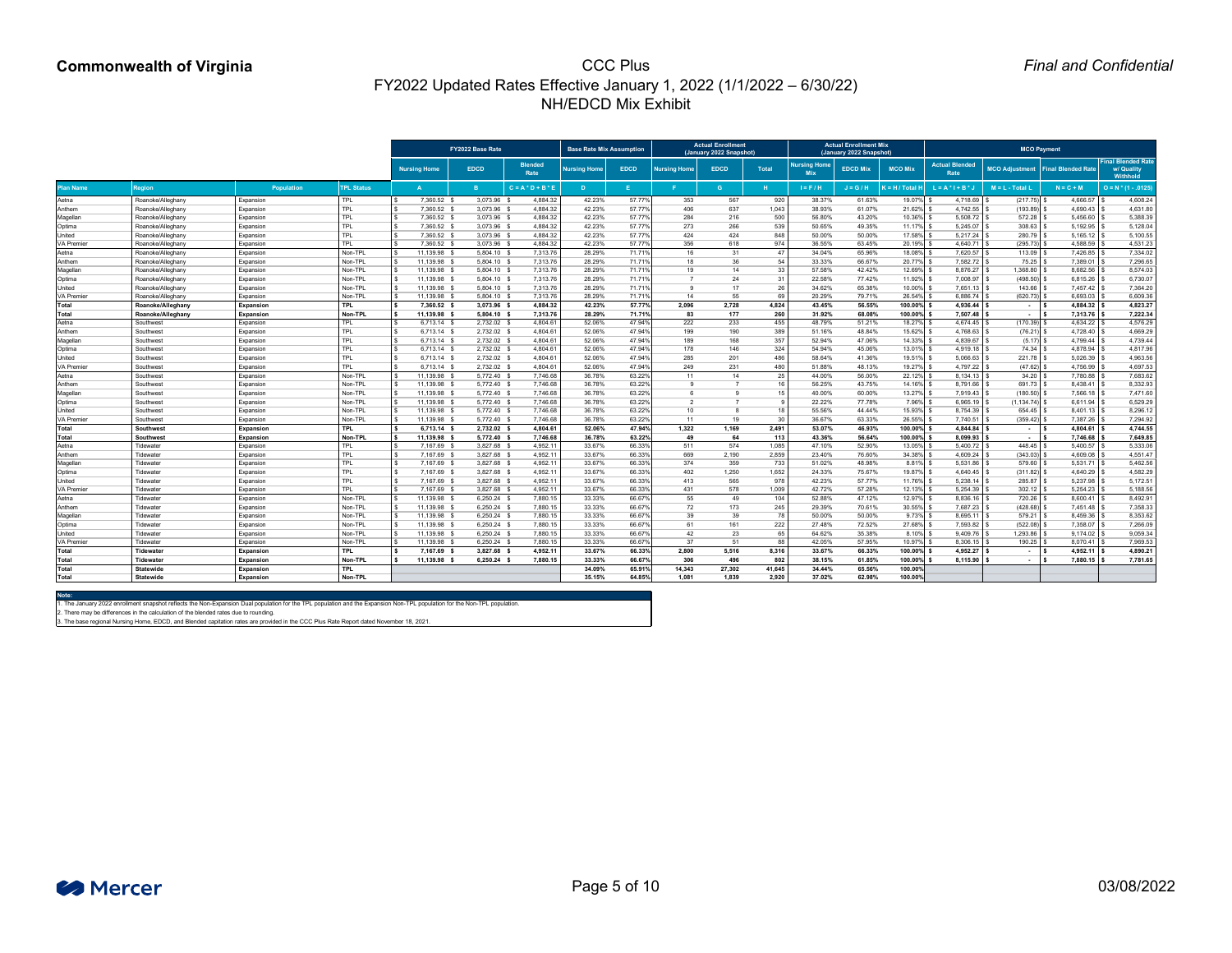**Commonwealth of Virginia**

# CCC Plus
## FY2022 Updated Rates Effective January 1, 2022 (1/1/2022 – 6/30/22)
## NH/EDCD Mix Exhibit

*Final and Confidential*

| | | | | FY2022 Base Rate | | | Base Rate Mix Assumption | | Actual Enrollment (January 2022 Snapshot) | | | Actual Enrollment Mix (January 2022 Snapshot) | | | MCO Payment | | | |
|---|---|---|---|---|---|---|---|---|---|---|---|---|---|---|---|---|---|---|
| | | | | Nursing Home | EDCD | Blended Rate | Nursing Home | EDCD | Nursing Home | EDCD | Total | Nursing Home Mix | EDCD Mix | MCO Mix | Actual Blended Rate | MCO Adjustment | Final Blended Rate | Final Blended Rate w/ Quality Withhold |
| **Plan Name** | **Region** | **Population** | **TPL Status** | **A** | **B** | **C = A * D + B * E** | **D** | **E** | **F** | **G** | **H** | **I = F / H** | **J = G / H** | **K = H / Total H** | **L = A * I + B * J** | **M = L - Total L** | **N = C + M** | **O = N * (1 - .0125)** |
| Aetna | Roanoke/Alleghany | Expansion | TPL | $ 7,360.52 | $ 3,073.96 | $ 4,884.32 | 42.23% | 57.77% | 353 | 567 | 920 | 38.37% | 61.63% | 19.07% | $ 4,718.69 | $ (217.75) | $ 4,666.57 | $ 4,608.24 |
| Anthem | Roanoke/Alleghany | Expansion | TPL | $ 7,360.52 | $ 3,073.96 | $ 4,884.32 | 42.23% | 57.77% | 406 | 637 | 1,043 | 38.93% | 61.07% | 21.62% | $ 4,742.55 | $ (193.89) | $ 4,690.43 | $ 4,631.80 |
| Magellan | Roanoke/Alleghany | Expansion | TPL | $ 7,360.52 | $ 3,073.96 | $ 4,884.32 | 42.23% | 57.77% | 284 | 216 | 500 | 56.80% | 43.20% | 10.36% | $ 5,508.72 | $ 572.28 | $ 5,456.60 | $ 5,388.39 |
| Optima | Roanoke/Alleghany | Expansion | TPL | $ 7,360.52 | $ 3,073.96 | $ 4,884.32 | 42.23% | 57.77% | 273 | 266 | 539 | 50.65% | 49.35% | 11.17% | $ 5,245.07 | $ 308.63 | $ 5,192.95 | $ 5,128.04 |
| United | Roanoke/Alleghany | Expansion | TPL | $ 7,360.52 | $ 3,073.96 | $ 4,884.32 | 42.23% | 57.77% | 424 | 424 | 848 | 50.00% | 50.00% | 17.58% | $ 5,217.24 | $ 280.79 | $ 5,165.12 | $ 5,100.55 |
| VA Premier | Roanoke/Alleghany | Expansion | TPL | $ 7,360.52 | $ 3,073.96 | $ 4,884.32 | 42.23% | 57.77% | 356 | 618 | 974 | 36.55% | 63.45% | 20.19% | $ 4,640.71 | $ (295.73) | $ 4,588.59 | $ 4,531.23 |
| Aetna | Roanoke/Alleghany | Expansion | Non-TPL | $ 11,139.98 | $ 5,804.10 | $ 7,313.76 | 28.29% | 71.71% | 16 | 31 | 47 | 34.04% | 65.96% | 18.08% | $ 7,620.57 | $ 113.09 | $ 7,426.85 | $ 7,334.02 |
| Anthem | Roanoke/Alleghany | Expansion | Non-TPL | $ 11,139.98 | $ 5,804.10 | $ 7,313.76 | 28.29% | 71.71% | 18 | 36 | 54 | 33.33% | 66.67% | 20.77% | $ 7,582.72 | $ 75.25 | $ 7,389.01 | $ 7,296.65 |
| Magellan | Roanoke/Alleghany | Expansion | Non-TPL | $ 11,139.98 | $ 5,804.10 | $ 7,313.76 | 28.29% | 71.71% | 19 | 14 | 33 | 57.58% | 42.42% | 12.69% | $ 8,876.27 | $ 1,368.80 | $ 8,682.56 | $ 8,574.03 |
| Optima | Roanoke/Alleghany | Expansion | Non-TPL | $ 11,139.98 | $ 5,804.10 | $ 7,313.76 | 28.29% | 71.71% | 7 | 24 | 31 | 22.58% | 77.42% | 11.92% | $ 7,008.97 | $ (498.50) | $ 6,815.26 | $ 6,730.07 |
| United | Roanoke/Alleghany | Expansion | Non-TPL | $ 11,139.98 | $ 5,804.10 | $ 7,313.76 | 28.29% | 71.71% | 9 | 17 | 26 | 34.62% | 65.38% | 10.00% | $ 7,651.13 | $ 143.66 | $ 7,457.42 | $ 7,364.20 |
| VA Premier | Roanoke/Alleghany | Expansion | Non-TPL | $ 11,139.98 | $ 5,804.10 | $ 7,313.76 | 28.29% | 71.71% | 14 | 55 | 69 | 20.29% | 79.71% | 26.54% | $ 6,886.74 | $ (620.73) | $ 6,693.03 | $ 6,609.36 |
| **Total** | **Roanoke/Alleghany** | **Expansion** | **TPL** | **$ 7,360.52** | **$ 3,073.96** | **$ 4,884.32** | **42.23%** | **57.77%** | **2,096** | **2,728** | **4,824** | **43.45%** | **56.55%** | **100.00%** | **$ 4,936.44** | **$ -** | **$ 4,884.32** | **$ 4,823.27** |
| **Total** | **Roanoke/Alleghany** | **Expansion** | **Non-TPL** | **$ 11,139.98** | **$ 5,804.10** | **$ 7,313.76** | **28.29%** | **71.71%** | **83** | **177** | **260** | **31.92%** | **68.08%** | **100.00%** | **$ 7,507.48** | **$ -** | **$ 7,313.76** | **$ 7,222.34** |
| Aetna | Southwest | Expansion | TPL | $ 6,713.14 | $ 2,732.02 | $ 4,804.61 | 52.06% | 47.94% | 222 | 233 | 455 | 48.79% | 51.21% | 18.27% | $ 4,674.45 | $ (170.39) | $ 4,634.22 | $ 4,576.29 |
| Anthem | Southwest | Expansion | TPL | $ 6,713.14 | $ 2,732.02 | $ 4,804.61 | 52.06% | 47.94% | 199 | 190 | 389 | 51.16% | 48.84% | 15.62% | $ 4,768.63 | $ (76.21) | $ 4,728.40 | $ 4,669.29 |
| Magellan | Southwest | Expansion | TPL | $ 6,713.14 | $ 2,732.02 | $ 4,804.61 | 52.06% | 47.94% | 189 | 168 | 357 | 52.94% | 47.06% | 14.33% | $ 4,839.67 | $ (5.17) | $ 4,799.44 | $ 4,739.44 |
| Optima | Southwest | Expansion | TPL | $ 6,713.14 | $ 2,732.02 | $ 4,804.61 | 52.06% | 47.94% | 178 | 146 | 324 | 54.94% | 45.06% | 13.01% | $ 4,919.18 | $ 74.34 | $ 4,878.94 | $ 4,817.96 |
| United | Southwest | Expansion | TPL | $ 6,713.14 | $ 2,732.02 | $ 4,804.61 | 52.06% | 47.94% | 285 | 201 | 486 | 58.64% | 41.36% | 19.51% | $ 5,066.63 | $ 221.78 | $ 5,026.39 | $ 4,963.56 |
| VA Premier | Southwest | Expansion | TPL | $ 6,713.14 | $ 2,732.02 | $ 4,804.61 | 52.06% | 47.94% | 249 | 231 | 480 | 51.88% | 48.13% | 19.27% | $ 4,797.22 | $ (47.62) | $ 4,756.99 | $ 4,697.53 |
| Aetna | Southwest | Expansion | Non-TPL | $ 11,139.98 | $ 5,772.40 | $ 7,746.68 | 36.78% | 63.22% | 11 | 14 | 25 | 44.00% | 56.00% | 22.12% | $ 8,134.13 | $ 34.20 | $ 7,780.88 | $ 7,683.62 |
| Anthem | Southwest | Expansion | Non-TPL | $ 11,139.98 | $ 5,772.40 | $ 7,746.68 | 36.78% | 63.22% | 9 | 7 | 16 | 56.25% | 43.75% | 14.16% | $ 8,791.66 | $ 691.73 | $ 8,438.41 | $ 8,332.93 |
| Magellan | Southwest | Expansion | Non-TPL | $ 11,139.98 | $ 5,772.40 | $ 7,746.68 | 36.78% | 63.22% | 6 | 9 | 15 | 40.00% | 60.00% | 13.27% | $ 7,919.43 | $ (180.50) | $ 7,566.18 | $ 7,471.60 |
| Optima | Southwest | Expansion | Non-TPL | $ 11,139.98 | $ 5,772.40 | $ 7,746.68 | 36.78% | 63.22% | 2 | 7 | 9 | 22.22% | 77.78% | 7.96% | $ 6,965.19 | $ (1,134.74) | $ 6,611.94 | $ 6,529.29 |
| United | Southwest | Expansion | Non-TPL | $ 11,139.98 | $ 5,772.40 | $ 7,746.68 | 36.78% | 63.22% | 10 | 8 | 18 | 55.56% | 44.44% | 15.93% | $ 8,754.39 | $ 654.45 | $ 8,401.13 | $ 8,296.12 |
| VA Premier | Southwest | Expansion | Non-TPL | $ 11,139.98 | $ 5,772.40 | $ 7,746.68 | 36.78% | 63.22% | 11 | 19 | 30 | 36.67% | 63.33% | 26.55% | $ 7,740.51 | $ (359.42) | $ 7,387.26 | $ 7,294.92 |
| **Total** | **Southwest** | **Expansion** | **TPL** | **$ 6,713.14** | **$ 2,732.02** | **$ 4,804.61** | **52.06%** | **47.94%** | **1,322** | **1,169** | **2,491** | **53.07%** | **46.93%** | **100.00%** | **$ 4,844.84** | **$ -** | **$ 4,804.61** | **$ 4,744.55** |
| **Total** | **Southwest** | **Expansion** | **Non-TPL** | **$ 11,139.98** | **$ 5,772.40** | **$ 7,746.68** | **36.78%** | **63.22%** | **49** | **64** | **113** | **43.36%** | **56.64%** | **100.00%** | **$ 8,099.93** | **$ -** | **$ 7,746.68** | **$ 7,649.85** |
| Aetna | Tidewater | Expansion | TPL | $ 7,167.69 | $ 3,827.68 | $ 4,952.11 | 33.67% | 66.33% | 511 | 574 | 1,085 | 47.10% | 52.90% | 13.05% | $ 5,400.72 | $ 448.45 | $ 5,400.57 | $ 5,333.06 |
| Anthem | Tidewater | Expansion | TPL | $ 7,167.69 | $ 3,827.68 | $ 4,952.11 | 33.67% | 66.33% | 669 | 2,190 | 2,859 | 23.40% | 76.60% | 34.38% | $ 4,609.24 | $ (343.03) | $ 4,609.08 | $ 4,551.47 |
| Magellan | Tidewater | Expansion | TPL | $ 7,167.69 | $ 3,827.68 | $ 4,952.11 | 33.67% | 66.33% | 374 | 359 | 733 | 51.02% | 48.98% | 8.81% | $ 5,531.86 | $ 579.60 | $ 5,531.71 | $ 5,462.56 |
| Optima | Tidewater | Expansion | TPL | $ 7,167.69 | $ 3,827.68 | $ 4,952.11 | 33.67% | 66.33% | 402 | 1,250 | 1,652 | 24.33% | 75.67% | 19.87% | $ 4,640.45 | $ (311.82) | $ 4,640.29 | $ 4,582.29 |
| United | Tidewater | Expansion | TPL | $ 7,167.69 | $ 3,827.68 | $ 4,952.11 | 33.67% | 66.33% | 413 | 565 | 978 | 42.23% | 57.77% | 11.76% | $ 5,238.14 | $ 285.87 | $ 5,237.98 | $ 5,172.51 |
| VA Premier | Tidewater | Expansion | TPL | $ 7,167.69 | $ 3,827.68 | $ 4,952.11 | 33.67% | 66.33% | 431 | 578 | 1,009 | 42.72% | 57.28% | 12.13% | $ 5,254.39 | $ 302.12 | $ 5,254.23 | $ 5,188.56 |
| Aetna | Tidewater | Expansion | Non-TPL | $ 11,139.98 | $ 6,250.24 | $ 7,880.15 | 33.33% | 66.67% | 55 | 49 | 104 | 52.88% | 47.12% | 12.97% | $ 8,836.16 | $ 720.26 | $ 8,600.41 | $ 8,492.91 |
| Anthem | Tidewater | Expansion | Non-TPL | $ 11,139.98 | $ 6,250.24 | $ 7,880.15 | 33.33% | 66.67% | 72 | 173 | 245 | 29.39% | 70.61% | 30.55% | $ 7,687.23 | $ (428.68) | $ 7,451.48 | $ 7,358.33 |
| Magellan | Tidewater | Expansion | Non-TPL | $ 11,139.98 | $ 6,250.24 | $ 7,880.15 | 33.33% | 66.67% | 39 | 39 | 78 | 50.00% | 50.00% | 9.73% | $ 8,695.11 | $ 579.21 | $ 8,459.36 | $ 8,353.62 |
| Optima | Tidewater | Expansion | Non-TPL | $ 11,139.98 | $ 6,250.24 | $ 7,880.15 | 33.33% | 66.67% | 61 | 161 | 222 | 27.48% | 72.52% | 27.68% | $ 7,593.82 | $ (522.08) | $ 7,358.07 | $ 7,266.09 |
| United | Tidewater | Expansion | Non-TPL | $ 11,139.98 | $ 6,250.24 | $ 7,880.15 | 33.33% | 66.67% | 42 | 23 | 65 | 64.62% | 35.38% | 8.10% | $ 9,409.76 | $ 1,293.86 | $ 9,174.02 | $ 9,059.34 |
| VA Premier | Tidewater | Expansion | Non-TPL | $ 11,139.98 | $ 6,250.24 | $ 7,880.15 | 33.33% | 66.67% | 37 | 51 | 88 | 42.05% | 57.95% | 10.97% | $ 8,306.15 | $ 190.25 | $ 8,070.41 | $ 7,969.53 |
| **Total** | **Tidewater** | **Expansion** | **TPL** | **$ 7,167.69** | **$ 3,827.68** | **$ 4,952.11** | **33.67%** | **66.33%** | **2,800** | **5,516** | **8,316** | **33.67%** | **66.33%** | **100.00%** | **$ 4,952.27** | **$ -** | **$ 4,952.11** | **$ 4,890.21** |
| **Total** | **Tidewater** | **Expansion** | **Non-TPL** | **$ 11,139.98** | **$ 6,250.24** | **$ 7,880.15** | **33.33%** | **66.67%** | **306** | **496** | **802** | **38.15%** | **61.85%** | **100.00%** | **$ 8,115.90** | **$ -** | **$ 7,880.15** | **$ 7,781.65** |
| **Total** | **Statewide** | **Expansion** | **TPL** | | | | **34.09%** | **65.91%** | **14,343** | **27,302** | **41,645** | **34.44%** | **65.56%** | **100.00%** | | | | |
| **Total** | **Statewide** | **Expansion** | **Non-TPL** | | | | **35.15%** | **64.85%** | **1,081** | **1,839** | **2,920** | **37.02%** | **62.98%** | **100.00%** | | | | |

**Note:**
1. The January 2022 enrollment snapshot reflects the Non-Expansion Dual population for the TPL population and the Expansion Non-TPL population for the Non-TPL population.
2. There may be differences in the calculation of the blended rates due to rounding.
3. The base regional Nursing Home, EDCD, and Blended capitation rates are provided in the CCC Plus Rate Report dated November 18, 2021.

03/08/2022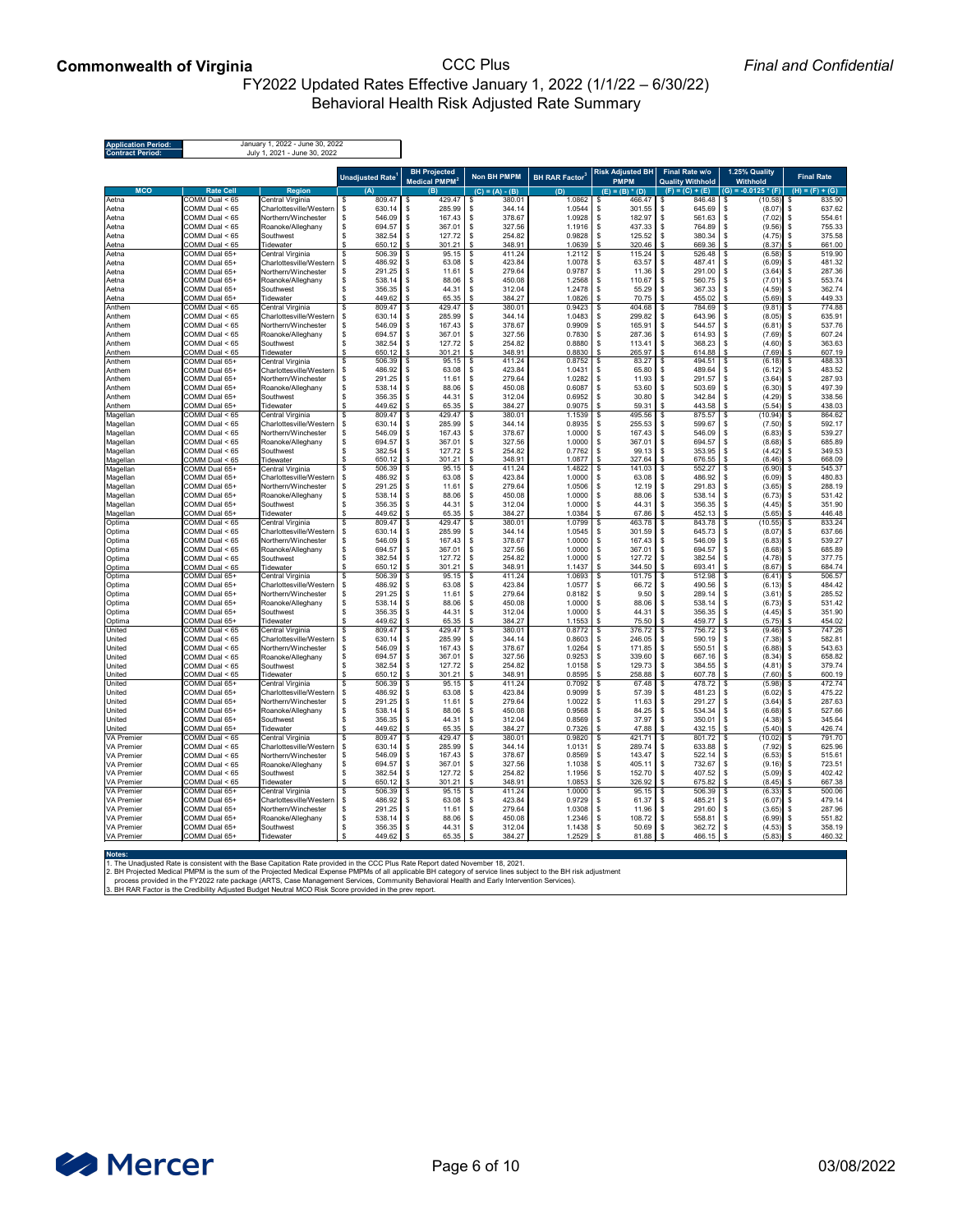**Commonwealth of Virginia** — CCC Plus — *Final and Confidential*

# FY2022 Updated Rates Effective January 1, 2022 (1/1/22 – 6/30/22)
## Behavioral Health Risk Adjusted Rate Summary

| | |
|---|---|
| **Application Period:** | January 1, 2022 - June 30, 2022 |
| **Contract Period:** | July 1, 2021 - June 30, 2022 |

| | | | Unadjusted Rate[1] | BH Projected Medical PMPM[2] | Non BH PMPM | BH RAR Factor[3] | Risk Adjusted BH PMPM | Final Rate w/o Quality Withhold | 1.25% Quality Withhold | Final Rate |
|---|---|---|---|---|---|---|---|---|---|---|
| **MCO** | **Rate Cell** | **Region** | (A) | (B) | (C) = (A) - (B) | (D) | (E) = (B) * (D) | (F) = (C) + (E) | (G) = -0.0125 * (F) | (H) = (F) + (G) |
| Aetna | COMM Dual < 65 | Central Virginia | $ 809.47 | $ 429.47 | $ 380.01 | 1.0862 | $ 466.47 | $ 846.48 | $ (10.58) | $ 835.90 |
| Aetna | COMM Dual < 65 | Charlottesville/Western | $ 630.14 | $ 285.99 | $ 344.14 | 1.0544 | $ 301.55 | $ 645.69 | $ (8.07) | $ 637.62 |
| Aetna | COMM Dual < 65 | Northern/Winchester | $ 546.09 | $ 167.43 | $ 378.67 | 1.0928 | $ 182.97 | $ 561.63 | $ (7.02) | $ 554.61 |
| Aetna | COMM Dual < 65 | Roanoke/Alleghany | $ 694.57 | $ 367.01 | $ 327.56 | 1.1916 | $ 437.33 | $ 764.89 | $ (9.56) | $ 755.33 |
| Aetna | COMM Dual < 65 | Southwest | $ 382.54 | $ 127.72 | $ 254.82 | 0.9828 | $ 125.52 | $ 380.34 | $ (4.75) | $ 375.58 |
| Aetna | COMM Dual < 65 | Tidewater | $ 650.12 | $ 301.21 | $ 348.91 | 1.0639 | $ 320.46 | $ 669.36 | $ (8.37) | $ 661.00 |
| Aetna | COMM Dual 65+ | Central Virginia | $ 506.39 | $ 95.15 | $ 411.24 | 1.2112 | $ 115.24 | $ 526.48 | $ (6.58) | $ 519.90 |
| Aetna | COMM Dual 65+ | Charlottesville/Western | $ 486.92 | $ 63.08 | $ 423.84 | 1.0078 | $ 63.57 | $ 487.41 | $ (6.09) | $ 481.32 |
| Aetna | COMM Dual 65+ | Northern/Winchester | $ 291.25 | $ 11.61 | $ 279.64 | 0.9787 | $ 11.36 | $ 291.00 | $ (3.64) | $ 287.36 |
| Aetna | COMM Dual 65+ | Roanoke/Alleghany | $ 538.14 | $ 88.06 | $ 450.08 | 1.2568 | $ 110.67 | $ 560.75 | $ (7.01) | $ 553.74 |
| Aetna | COMM Dual 65+ | Southwest | $ 356.35 | $ 44.31 | $ 312.04 | 1.2478 | $ 55.29 | $ 367.33 | $ (4.59) | $ 362.74 |
| Aetna | COMM Dual 65+ | Tidewater | $ 449.62 | $ 65.35 | $ 384.27 | 1.0826 | $ 70.75 | $ 455.02 | $ (5.69) | $ 449.33 |
| Anthem | COMM Dual < 65 | Central Virginia | $ 809.47 | $ 429.47 | $ 380.01 | 0.9423 | $ 404.68 | $ 784.69 | $ (9.81) | $ 774.88 |
| Anthem | COMM Dual < 65 | Charlottesville/Western | $ 630.14 | $ 285.99 | $ 344.14 | 1.0483 | $ 299.82 | $ 643.96 | $ (8.05) | $ 635.91 |
| Anthem | COMM Dual < 65 | Northern/Winchester | $ 546.09 | $ 167.43 | $ 378.67 | 0.9909 | $ 165.91 | $ 544.57 | $ (6.81) | $ 537.76 |
| Anthem | COMM Dual < 65 | Roanoke/Alleghany | $ 694.57 | $ 367.01 | $ 327.56 | 0.7830 | $ 287.36 | $ 614.93 | $ (7.69) | $ 607.24 |
| Anthem | COMM Dual < 65 | Southwest | $ 382.54 | $ 127.72 | $ 254.82 | 0.8880 | $ 113.41 | $ 368.23 | $ (4.60) | $ 363.63 |
| Anthem | COMM Dual < 65 | Tidewater | $ 650.12 | $ 301.21 | $ 348.91 | 0.8830 | $ 265.97 | $ 614.88 | $ (7.69) | $ 607.19 |
| Anthem | COMM Dual 65+ | Central Virginia | $ 506.39 | $ 95.15 | $ 411.24 | 0.8752 | $ 83.27 | $ 494.51 | $ (6.18) | $ 488.33 |
| Anthem | COMM Dual 65+ | Charlottesville/Western | $ 486.92 | $ 63.08 | $ 423.84 | 1.0431 | $ 65.80 | $ 489.64 | $ (6.12) | $ 483.52 |
| Anthem | COMM Dual 65+ | Northern/Winchester | $ 291.25 | $ 11.61 | $ 279.64 | 1.0282 | $ 11.93 | $ 291.57 | $ (3.64) | $ 287.93 |
| Anthem | COMM Dual 65+ | Roanoke/Alleghany | $ 538.14 | $ 88.06 | $ 450.08 | 0.6087 | $ 53.60 | $ 503.69 | $ (6.30) | $ 497.39 |
| Anthem | COMM Dual 65+ | Southwest | $ 356.35 | $ 44.31 | $ 312.04 | 0.6952 | $ 30.80 | $ 342.84 | $ (4.29) | $ 338.56 |
| Anthem | COMM Dual 65+ | Tidewater | $ 449.62 | $ 65.35 | $ 384.27 | 0.9075 | $ 59.31 | $ 443.58 | $ (5.54) | $ 438.03 |
| Magellan | COMM Dual < 65 | Central Virginia | $ 809.47 | $ 429.47 | $ 380.01 | 1.1539 | $ 495.56 | $ 875.57 | $ (10.94) | $ 864.62 |
| Magellan | COMM Dual < 65 | Charlottesville/Western | $ 630.14 | $ 285.99 | $ 344.14 | 0.8935 | $ 255.53 | $ 599.67 | $ (7.50) | $ 592.17 |
| Magellan | COMM Dual < 65 | Northern/Winchester | $ 546.09 | $ 167.43 | $ 378.67 | 1.0000 | $ 167.43 | $ 546.09 | $ (6.83) | $ 539.27 |
| Magellan | COMM Dual < 65 | Roanoke/Alleghany | $ 694.57 | $ 367.01 | $ 327.56 | 1.0000 | $ 367.01 | $ 694.57 | $ (8.68) | $ 685.89 |
| Magellan | COMM Dual < 65 | Southwest | $ 382.54 | $ 127.72 | $ 254.82 | 0.7762 | $ 99.13 | $ 353.95 | $ (4.42) | $ 349.53 |
| Magellan | COMM Dual < 65 | Tidewater | $ 650.12 | $ 301.21 | $ 348.91 | 1.0877 | $ 327.64 | $ 676.55 | $ (8.46) | $ 668.09 |
| Magellan | COMM Dual 65+ | Central Virginia | $ 506.39 | $ 95.15 | $ 411.24 | 1.4822 | $ 141.03 | $ 552.27 | $ (6.90) | $ 545.37 |
| Magellan | COMM Dual 65+ | Charlottesville/Western | $ 486.92 | $ 63.08 | $ 423.84 | 1.0000 | $ 63.08 | $ 486.92 | $ (6.09) | $ 480.83 |
| Magellan | COMM Dual 65+ | Northern/Winchester | $ 291.25 | $ 11.61 | $ 279.64 | 1.0506 | $ 12.19 | $ 291.83 | $ (3.65) | $ 288.19 |
| Magellan | COMM Dual 65+ | Roanoke/Alleghany | $ 538.14 | $ 88.06 | $ 450.08 | 1.0000 | $ 88.06 | $ 538.14 | $ (6.73) | $ 531.42 |
| Magellan | COMM Dual 65+ | Southwest | $ 356.35 | $ 44.31 | $ 312.04 | 1.0000 | $ 44.31 | $ 356.35 | $ (4.45) | $ 351.90 |
| Magellan | COMM Dual 65+ | Tidewater | $ 449.62 | $ 65.35 | $ 384.27 | 1.0384 | $ 67.86 | $ 452.13 | $ (5.65) | $ 446.48 |
| Optima | COMM Dual < 65 | Central Virginia | $ 809.47 | $ 429.47 | $ 380.01 | 1.0799 | $ 463.78 | $ 843.78 | $ (10.55) | $ 833.24 |
| Optima | COMM Dual < 65 | Charlottesville/Western | $ 630.14 | $ 285.99 | $ 344.14 | 1.0545 | $ 301.59 | $ 645.73 | $ (8.07) | $ 637.66 |
| Optima | COMM Dual < 65 | Northern/Winchester | $ 546.09 | $ 167.43 | $ 378.67 | 1.0000 | $ 167.43 | $ 546.09 | $ (6.83) | $ 539.27 |
| Optima | COMM Dual < 65 | Roanoke/Alleghany | $ 694.57 | $ 367.01 | $ 327.56 | 1.0000 | $ 367.01 | $ 694.57 | $ (8.68) | $ 685.89 |
| Optima | COMM Dual < 65 | Southwest | $ 382.54 | $ 127.72 | $ 254.82 | 1.0000 | $ 127.72 | $ 382.54 | $ (4.78) | $ 377.75 |
| Optima | COMM Dual < 65 | Tidewater | $ 650.12 | $ 301.21 | $ 348.91 | 1.1437 | $ 344.50 | $ 693.41 | $ (8.67) | $ 684.74 |
| Optima | COMM Dual 65+ | Central Virginia | $ 506.39 | $ 95.15 | $ 411.24 | 1.0693 | $ 101.75 | $ 512.98 | $ (6.41) | $ 506.57 |
| Optima | COMM Dual 65+ | Charlottesville/Western | $ 486.92 | $ 63.08 | $ 423.84 | 1.0577 | $ 66.72 | $ 490.56 | $ (6.13) | $ 484.42 |
| Optima | COMM Dual 65+ | Northern/Winchester | $ 291.25 | $ 11.61 | $ 279.64 | 0.8182 | $ 9.50 | $ 289.14 | $ (3.61) | $ 285.52 |
| Optima | COMM Dual 65+ | Roanoke/Alleghany | $ 538.14 | $ 88.06 | $ 450.08 | 1.0000 | $ 88.06 | $ 538.14 | $ (6.73) | $ 531.42 |
| Optima | COMM Dual 65+ | Southwest | $ 356.35 | $ 44.31 | $ 312.04 | 1.0000 | $ 44.31 | $ 356.35 | $ (4.45) | $ 351.90 |
| Optima | COMM Dual 65+ | Tidewater | $ 449.62 | $ 65.35 | $ 384.27 | 1.1553 | $ 75.50 | $ 459.77 | $ (5.75) | $ 454.02 |
| United | COMM Dual < 65 | Central Virginia | $ 809.47 | $ 429.47 | $ 380.01 | 0.8772 | $ 376.72 | $ 756.72 | $ (9.46) | $ 747.26 |
| United | COMM Dual < 65 | Charlottesville/Western | $ 630.14 | $ 285.99 | $ 344.14 | 0.8603 | $ 246.05 | $ 590.19 | $ (7.38) | $ 582.81 |
| United | COMM Dual < 65 | Northern/Winchester | $ 546.09 | $ 167.43 | $ 378.67 | 1.0264 | $ 171.85 | $ 550.51 | $ (6.88) | $ 543.63 |
| United | COMM Dual < 65 | Roanoke/Alleghany | $ 694.57 | $ 367.01 | $ 327.56 | 0.9253 | $ 339.60 | $ 667.16 | $ (8.34) | $ 658.82 |
| United | COMM Dual < 65 | Southwest | $ 382.54 | $ 127.72 | $ 254.82 | 1.0158 | $ 129.73 | $ 384.55 | $ (4.81) | $ 379.74 |
| United | COMM Dual < 65 | Tidewater | $ 650.12 | $ 301.21 | $ 348.91 | 0.8595 | $ 258.88 | $ 607.78 | $ (7.60) | $ 600.19 |
| United | COMM Dual 65+ | Central Virginia | $ 506.39 | $ 95.15 | $ 411.24 | 0.7092 | $ 67.48 | $ 478.72 | $ (5.98) | $ 472.74 |
| United | COMM Dual 65+ | Charlottesville/Western | $ 486.92 | $ 63.08 | $ 423.84 | 0.9099 | $ 57.39 | $ 481.23 | $ (6.02) | $ 475.22 |
| United | COMM Dual 65+ | Northern/Winchester | $ 291.25 | $ 11.61 | $ 279.64 | 1.0022 | $ 11.63 | $ 291.27 | $ (3.64) | $ 287.63 |
| United | COMM Dual 65+ | Roanoke/Alleghany | $ 538.14 | $ 88.06 | $ 450.08 | 0.9568 | $ 84.25 | $ 534.34 | $ (6.68) | $ 527.66 |
| United | COMM Dual 65+ | Southwest | $ 356.35 | $ 44.31 | $ 312.04 | 0.8569 | $ 37.97 | $ 350.01 | $ (4.38) | $ 345.64 |
| United | COMM Dual 65+ | Tidewater | $ 449.62 | $ 65.35 | $ 384.27 | 0.7326 | $ 47.88 | $ 432.15 | $ (5.40) | $ 426.74 |
| VA Premier | COMM Dual < 65 | Central Virginia | $ 809.47 | $ 429.47 | $ 380.01 | 0.9820 | $ 421.71 | $ 801.72 | $ (10.02) | $ 791.70 |
| VA Premier | COMM Dual < 65 | Charlottesville/Western | $ 630.14 | $ 285.99 | $ 344.14 | 1.0131 | $ 289.74 | $ 633.88 | $ (7.92) | $ 625.96 |
| VA Premier | COMM Dual < 65 | Northern/Winchester | $ 546.09 | $ 167.43 | $ 378.67 | 0.8569 | $ 143.47 | $ 522.14 | $ (6.53) | $ 515.61 |
| VA Premier | COMM Dual < 65 | Roanoke/Alleghany | $ 694.57 | $ 367.01 | $ 327.56 | 1.1038 | $ 405.11 | $ 732.67 | $ (9.16) | $ 723.51 |
| VA Premier | COMM Dual < 65 | Southwest | $ 382.54 | $ 127.72 | $ 254.82 | 1.1956 | $ 152.70 | $ 407.52 | $ (5.09) | $ 402.42 |
| VA Premier | COMM Dual < 65 | Tidewater | $ 650.12 | $ 301.21 | $ 348.91 | 1.0853 | $ 326.92 | $ 675.82 | $ (8.45) | $ 667.38 |
| VA Premier | COMM Dual 65+ | Central Virginia | $ 506.39 | $ 95.15 | $ 411.24 | 1.0000 | $ 95.15 | $ 506.39 | $ (6.33) | $ 500.06 |
| VA Premier | COMM Dual 65+ | Charlottesville/Western | $ 486.92 | $ 63.08 | $ 423.84 | 0.9729 | $ 61.37 | $ 485.21 | $ (6.07) | $ 479.14 |
| VA Premier | COMM Dual 65+ | Northern/Winchester | $ 291.25 | $ 11.61 | $ 279.64 | 1.0308 | $ 11.96 | $ 291.60 | $ (3.65) | $ 287.96 |
| VA Premier | COMM Dual 65+ | Roanoke/Alleghany | $ 538.14 | $ 88.06 | $ 450.08 | 1.2346 | $ 108.72 | $ 558.81 | $ (6.99) | $ 551.82 |
| VA Premier | COMM Dual 65+ | Southwest | $ 356.35 | $ 44.31 | $ 312.04 | 1.1438 | $ 50.69 | $ 362.72 | $ (4.53) | $ 358.19 |
| VA Premier | COMM Dual 65+ | Tidewater | $ 449.62 | $ 65.35 | $ 384.27 | 1.2529 | $ 81.88 | $ 466.15 | $ (5.83) | $ 460.32 |

**Notes:**

1. The Unadjusted Rate is consistent with the Base Capitation Rate provided in the CCC Plus Rate Report dated November 18, 2021.
2. BH Projected Medical PMPM is the sum of the Projected Medical Expense PMPMs of all applicable BH category of service lines subject to the BH risk adjustment process provided in the FY2022 rate package (ARTS, Case Management Services, Community Behavioral Health and Early Intervention Services).
3. BH RAR Factor is the Credibility Adjusted Budget Neutral MCO Risk Score provided in the prev report.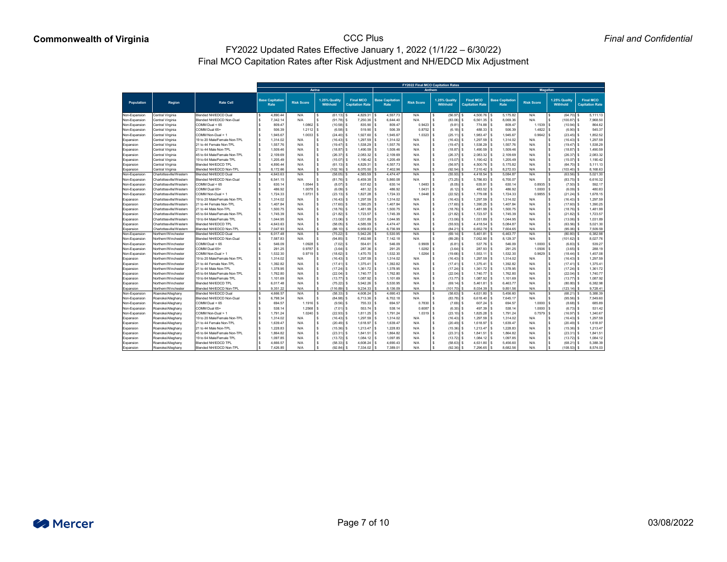**Commonwealth of Virginia**

# CCC Plus

## FY2022 Updated Rates Effective January 1, 2022 (1/1/22 – 6/30/22)

## Final MCO Capitation Rates after Risk Adjustment and NH/EDCD Mix Adjustment

*Final and Confidential*

| | | | FY2022 Final MCO Capitation Rates | | | | | | | | | | | |
|---|---|---|---|---|---|---|---|---|---|---|---|---|---|---|
| | | | Aetna | | | | Anthem | | | | Magellan | | | |
| Population | Region | Rate Cell | Base Capitation Rate | Risk Score | 1.25% Quality Withhold | Final MCO Capitation Rate | Base Capitation Rate | Risk Score | 1.25% Quality Withhold | Final MCO Capitation Rate | Base Capitation Rate | Risk Score | 1.25% Quality Withhold | Final MCO Capitation Rate |
| Non-Expansion | Central Virginia | Blended NH/EDCD Dual | $ 4,890.44 | N/A | $ (61.13) | $ 4,829.31 | $ 4,557.73 | N/A | $ (56.97) | $ 4,500.76 | $ 5,175.82 | N/A | $ (64.70) | $ 5,111.13 |
| Non-Expansion | Central Virginia | Blended NH/EDCD Non-Dual | $ 7,342.14 | N/A | $ (91.78) | $ 7,250.36 | $ 6,644.40 | N/A | $ (83.06) | $ 6,561.35 | $ 8,069.36 | N/A | $ (100.87) | $ 7,968.50 |
| Non-Expansion | Central Virginia | COMM Dual < 65 | $ 809.47 | 1.0862 | $ (10.58) | $ 835.90 | $ 809.47 | 0.9423 | $ (9.81) | $ 774.88 | $ 809.47 | 1.1539 | $ (10.94) | $ 864.62 |
| Non-Expansion | Central Virginia | COMM Dual 65+ | $ 506.39 | 1.2112 | $ (6.58) | $ 519.90 | $ 506.39 | 0.8752 | $ (6.18) | $ 488.33 | $ 506.39 | 1.4822 | $ (6.90) | $ 545.37 |
| Non-Expansion | Central Virginia | COMM Non-Dual > 1 | $ 1,945.67 | 1.0033 | $ (24.40) | $ 1,927.60 | $ 1,945.67 | 1.0323 | $ (25.11) | $ 1,983.47 | $ 1,945.67 | 0.9642 | $ (23.45) | $ 1,852.52 |
| Expansion | Central Virginia | 19 to 20 Male/Female Non-TPL | $ 1,314.02 | N/A | $ (16.43) | $ 1,297.59 | $ 1,314.02 | N/A | $ (16.43) | $ 1,297.59 | $ 1,314.02 | N/A | $ (16.43) | $ 1,297.59 |
| Expansion | Central Virginia | 21 to 44 Female Non-TPL | $ 1,557.76 | N/A | $ (19.47) | $ 1,538.29 | $ 1,557.76 | N/A | $ (19.47) | $ 1,538.29 | $ 1,557.76 | N/A | $ (19.47) | $ 1,538.29 |
| Expansion | Central Virginia | 21 to 44 Male Non-TPL | $ 1,509.46 | N/A | $ (18.87) | $ 1,490.59 | $ 1,509.46 | N/A | $ (18.87) | $ 1,490.59 | $ 1,509.46 | N/A | $ (18.87) | $ 1,490.59 |
| Expansion | Central Virginia | 45 to 64 Male/Female Non-TPL | $ 2,109.69 | N/A | $ (26.37) | $ 2,083.32 | $ 2,109.69 | N/A | $ (26.37) | $ 2,083.32 | $ 2,109.69 | N/A | $ (26.37) | $ 2,083.32 |
| Expansion | Central Virginia | 19 to 64 Male/Female TPL | $ 1,205.49 | N/A | $ (15.07) | $ 1,190.42 | $ 1,205.49 | N/A | $ (15.07) | $ 1,190.42 | $ 1,205.49 | N/A | $ (15.07) | $ 1,190.42 |
| Expansion | Central Virginia | Blended NH/EDCD TPL | $ 4,890.44 | N/A | $ (61.13) | $ 4,829.31 | $ 4,557.73 | N/A | $ (56.97) | $ 4,500.76 | $ 5,175.82 | N/A | $ (64.70) | $ 5,111.13 |
| Expansion | Central Virginia | Blended NH/EDCD Non-TPL | $ 8,172.66 | N/A | $ (102.16) | $ 8,070.50 | $ 7,402.96 | N/A | $ (92.54) | $ 7,310.42 | $ 8,272.03 | N/A | $ (103.40) | $ 8,168.63 |
| Non-Expansion | Charlottesville/Western | Blended NH/EDCD Dual | $ 4,643.63 | N/A | $ (58.05) | $ 4,585.59 | $ 4,474.47 | N/A | $ (55.93) | $ 4,418.54 | $ 5,084.87 | N/A | $ (63.56) | $ 5,021.30 |
| Non-Expansion | Charlottesville/Western | Blended NH/EDCD Non-Dual | $ 6,541.15 | N/A | $ (81.76) | $ 6,459.38 | $ 5,860.08 | N/A | $ (73.25) | $ 5,786.83 | $ 6,700.07 | N/A | $ (83.75) | $ 6,616.32 |
| Non-Expansion | Charlottesville/Western | COMM Dual < 65 | $ 630.14 | 1.0544 | $ (8.07) | $ 637.62 | $ 630.14 | 1.0483 | $ (8.05) | $ 635.91 | $ 630.14 | 0.8935 | $ (7.50) | $ 592.17 |
| Non-Expansion | Charlottesville/Western | COMM Dual 65+ | $ 486.92 | 1.0078 | $ (6.09) | $ 481.32 | $ 486.92 | 1.0431 | $ (6.12) | $ 483.52 | $ 486.92 | 1.0000 | $ (6.09) | $ 480.83 |
| Non-Expansion | Charlottesville/Western | COMM Non-Dual > 1 | $ 1,724.33 | 1.0731 | $ (23.13) | $ 1,827.28 | $ 1,724.33 | 1.0448 | $ (22.52) | $ 1,779.08 | $ 1,724.33 | 0.9855 | $ (21.24) | $ 1,678.15 |
| Expansion | Charlottesville/Western | 19 to 20 Male/Female Non-TPL | $ 1,314.02 | N/A | $ (16.43) | $ 1,297.59 | $ 1,314.02 | N/A | $ (16.43) | $ 1,297.59 | $ 1,314.02 | N/A | $ (16.43) | $ 1,297.59 |
| Expansion | Charlottesville/Western | 21 to 44 Female Non-TPL | $ 1,407.84 | N/A | $ (17.60) | $ 1,390.25 | $ 1,407.84 | N/A | $ (17.60) | $ 1,390.25 | $ 1,407.84 | N/A | $ (17.60) | $ 1,390.25 |
| Expansion | Charlottesville/Western | 21 to 44 Male Non-TPL | $ 1,500.75 | N/A | $ (18.76) | $ 1,481.99 | $ 1,500.75 | N/A | $ (18.76) | $ 1,481.99 | $ 1,500.75 | N/A | $ (18.76) | $ 1,481.99 |
| Expansion | Charlottesville/Western | 45 to 64 Male/Female Non-TPL | $ 1,745.39 | N/A | $ (21.82) | $ 1,723.57 | $ 1,745.39 | N/A | $ (21.82) | $ 1,723.57 | $ 1,745.39 | N/A | $ (21.82) | $ 1,723.57 |
| Expansion | Charlottesville/Western | 19 to 64 Male/Female TPL | $ 1,044.95 | N/A | $ (13.06) | $ 1,031.89 | $ 1,044.95 | N/A | $ (13.06) | $ 1,031.89 | $ 1,044.95 | N/A | $ (13.06) | $ 1,031.89 |
| Expansion | Charlottesville/Western | Blended NH/EDCD TPL | $ 4,643.63 | N/A | $ (58.05) | $ 4,585.59 | $ 4,474.47 | N/A | $ (55.93) | $ 4,418.54 | $ 5,084.87 | N/A | $ (63.56) | $ 5,021.30 |
| Expansion | Charlottesville/Western | Blended NH/EDCD Non-TPL | $ 7,047.93 | N/A | $ (88.10) | $ 6,959.83 | $ 6,736.99 | N/A | $ (84.21) | $ 6,652.78 | $ 7,604.65 | N/A | $ (95.06) | $ 7,509.59 |
| Non-Expansion | Northern/Winchester | Blended NH/EDCD Dual | $ 6,017.48 | N/A | $ (75.22) | $ 5,942.26 | $ 5,530.95 | N/A | $ (69.14) | $ 5,461.81 | $ 6,463.77 | N/A | $ (80.80) | $ 6,382.98 |
| Non-Expansion | Northern/Winchester | Blended NH/EDCD Non-Dual | $ 7,587.83 | N/A | $ (94.85) | $ 7,492.98 | $ 7,142.18 | N/A | $ (89.28) | $ 7,052.90 | $ 8,129.37 | N/A | $ (101.62) | $ 8,027.76 |
| Non-Expansion | Northern/Winchester | COMM Dual < 65 | $ 546.09 | 1.0928 | $ (7.02) | $ 554.61 | $ 546.09 | 0.9909 | $ (6.81) | $ 537.76 | $ 546.09 | 1.0000 | $ (6.83) | $ 539.27 |
| Non-Expansion | Northern/Winchester | COMM Dual 65+ | $ 291.25 | 0.9787 | $ (3.64) | $ 287.36 | $ 291.25 | 1.0282 | $ (3.64) | $ 287.93 | $ 291.25 | 1.0506 | $ (3.65) | $ 288.19 |
| Non-Expansion | Northern/Winchester | COMM Non-Dual > 1 | $ 1,532.30 | 0.9719 | $ (18.62) | $ 1,470.70 | $ 1,532.30 | 1.0264 | $ (19.66) | $ 1,553.11 | $ 1,532.30 | 0.9629 | $ (18.44) | $ 1,457.08 |
| Expansion | Northern/Winchester | 19 to 20 Male/Female Non-TPL | $ 1,314.02 | N/A | $ (16.43) | $ 1,297.59 | $ 1,314.02 | N/A | $ (16.43) | $ 1,297.59 | $ 1,314.02 | N/A | $ (16.43) | $ 1,297.59 |
| Expansion | Northern/Winchester | 21 to 44 Female Non-TPL | $ 1,392.82 | N/A | $ (17.41) | $ 1,375.41 | $ 1,392.82 | N/A | $ (17.41) | $ 1,375.41 | $ 1,392.82 | N/A | $ (17.41) | $ 1,375.41 |
| Expansion | Northern/Winchester | 21 to 44 Male Non-TPL | $ 1,378.95 | N/A | $ (17.24) | $ 1,361.72 | $ 1,378.95 | N/A | $ (17.24) | $ 1,361.72 | $ 1,378.95 | N/A | $ (17.24) | $ 1,361.72 |
| Expansion | Northern/Winchester | 45 to 64 Male/Female Non-TPL | $ 1,762.80 | N/A | $ (22.04) | $ 1,740.77 | $ 1,762.80 | N/A | $ (22.04) | $ 1,740.77 | $ 1,762.80 | N/A | $ (22.04) | $ 1,740.77 |
| Expansion | Northern/Winchester | 19 to 64 Male/Female TPL | $ 1,101.69 | N/A | $ (13.77) | $ 1,087.92 | $ 1,101.69 | N/A | $ (13.77) | $ 1,087.92 | $ 1,101.69 | N/A | $ (13.77) | $ 1,087.92 |
| Expansion | Northern/Winchester | Blended NH/EDCD TPL | $ 6,017.48 | N/A | $ (75.22) | $ 5,942.26 | $ 5,530.95 | N/A | $ (69.14) | $ 5,461.81 | $ 6,463.77 | N/A | $ (80.80) | $ 6,382.98 |
| Expansion | Northern/Winchester | Blended NH/EDCD Non-TPL | $ 9,351.22 | N/A | $ (116.89) | $ 9,234.33 | $ 8,136.09 | N/A | $ (101.70) | $ 8,034.39 | $ 9,851.56 | N/A | $ (123.14) | $ 9,728.41 |
| Non-Expansion | Roanoke/Alleghany | Blended NH/EDCD Dual | $ 4,666.57 | N/A | $ (58.33) | $ 4,608.24 | $ 4,690.43 | N/A | $ (58.63) | $ 4,631.80 | $ 5,456.60 | N/A | $ (68.21) | $ 5,388.39 |
| Non-Expansion | Roanoke/Alleghany | Blended NH/EDCD Non-Dual | $ 6,798.34 | N/A | $ (84.98) | $ 6,713.36 | $ 6,702.18 | N/A | $ (83.78) | $ 6,618.40 | $ 7,645.17 | N/A | $ (95.56) | $ 7,549.60 |
| Non-Expansion | Roanoke/Alleghany | COMM Dual < 65 | $ 694.57 | 1.1916 | $ (9.56) | $ 755.33 | $ 694.57 | 0.7830 | $ (7.69) | $ 607.24 | $ 694.57 | 1.0000 | $ (8.68) | $ 685.89 |
| Non-Expansion | Roanoke/Alleghany | COMM Dual 65+ | $ 538.14 | 1.2568 | $ (7.01) | $ 553.74 | $ 538.14 | 0.6087 | $ (6.30) | $ 497.39 | $ 538.14 | 1.0000 | $ (6.73) | $ 531.42 |
| Non-Expansion | Roanoke/Alleghany | COMM Non-Dual > 1 | $ 1,791.24 | 1.0240 | $ (22.93) | $ 1,811.25 | $ 1,791.24 | 1.0319 | $ (23.10) | $ 1,825.28 | $ 1,791.24 | 0.7579 | $ (16.97) | $ 1,340.67 |
| Expansion | Roanoke/Alleghany | 19 to 20 Male/Female Non-TPL | $ 1,314.02 | N/A | $ (16.43) | $ 1,297.59 | $ 1,314.02 | N/A | $ (16.43) | $ 1,297.59 | $ 1,314.02 | N/A | $ (16.43) | $ 1,297.59 |
| Expansion | Roanoke/Alleghany | 21 to 44 Female Non-TPL | $ 1,639.47 | N/A | $ (20.49) | $ 1,618.97 | $ 1,639.47 | N/A | $ (20.49) | $ 1,618.97 | $ 1,639.47 | N/A | $ (20.49) | $ 1,618.97 |
| Expansion | Roanoke/Alleghany | 21 to 44 Male Non-TPL | $ 1,228.83 | N/A | $ (15.36) | $ 1,213.47 | $ 1,228.83 | N/A | $ (15.36) | $ 1,213.47 | $ 1,228.83 | N/A | $ (15.36) | $ 1,213.47 |
| Expansion | Roanoke/Alleghany | 45 to 64 Male/Female Non-TPL | $ 1,864.82 | N/A | $ (23.31) | $ 1,841.51 | $ 1,864.82 | N/A | $ (23.31) | $ 1,841.51 | $ 1,864.82 | N/A | $ (23.31) | $ 1,841.51 |
| Expansion | Roanoke/Alleghany | 19 to 64 Male/Female TPL | $ 1,097.85 | N/A | $ (13.72) | $ 1,084.12 | $ 1,097.85 | N/A | $ (13.72) | $ 1,084.12 | $ 1,097.85 | N/A | $ (13.72) | $ 1,084.12 |
| Expansion | Roanoke/Alleghany | Blended NH/EDCD TPL | $ 4,666.57 | N/A | $ (58.33) | $ 4,608.24 | $ 4,690.43 | N/A | $ (58.63) | $ 4,631.80 | $ 5,456.60 | N/A | $ (68.21) | $ 5,388.39 |
| Expansion | Roanoke/Alleghany | Blended NH/EDCD Non-TPL | $ 7,426.85 | N/A | $ (92.84) | $ 7,334.02 | $ 7,389.01 | N/A | $ (92.36) | $ 7,296.65 | $ 8,682.56 | N/A | $ (108.53) | $ 8,574.03 |

03/08/2022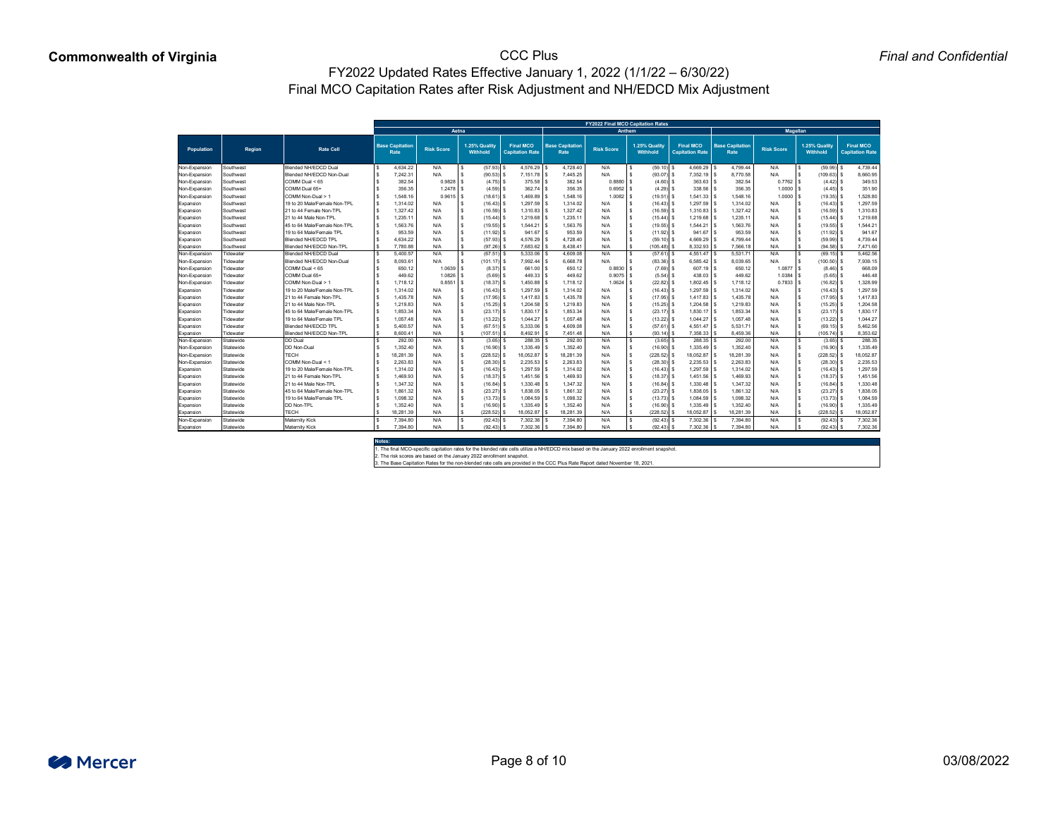**Commonwealth of Virginia**

*Final and Confidential*

# CCC Plus

## FY2022 Updated Rates Effective January 1, 2022 (1/1/22 – 6/30/22)

## Final MCO Capitation Rates after Risk Adjustment and NH/EDCD Mix Adjustment

| | | | FY2022 Final MCO Capitation Rates | | | | | | | | | | | |
|---|---|---|---|---|---|---|---|---|---|---|---|---|---|---|
| | | | Aetna | | | | Anthem | | | | Magellan | | | |
| Population | Region | Rate Cell | Base Capitation Rate | Risk Score | 1.25% Quality Withhold | Final MCO Capitation Rate | Base Capitation Rate | Risk Score | 1.25% Quality Withhold | Final MCO Capitation Rate | Base Capitation Rate | Risk Score | 1.25% Quality Withhold | Final MCO Capitation Rate |
| Non-Expansion | Southwest | Blended NH/EDCD Dual | $ 4,634.22 | N/A | $ (57.93) | $ 4,576.29 | $ 4,728.40 | N/A | $ (59.10) | $ 4,669.29 | $ 4,799.44 | N/A | $ (59.99) | $ 4,739.44 |
| Non-Expansion | Southwest | Blended NH/EDCD Non-Dual | $ 7,242.31 | N/A | $ (90.53) | $ 7,151.78 | $ 7,445.25 | N/A | $ (93.07) | $ 7,352.19 | $ 8,770.58 | N/A | $ (109.63) | $ 8,660.95 |
| Non-Expansion | Southwest | COMM Dual < 65 | $ 382.54 | 0.9828 | $ (4.75) | $ 375.58 | $ 382.54 | 0.8880 | $ (4.60) | $ 363.63 | $ 382.54 | 0.7762 | $ (4.42) | $ 349.53 |
| Non-Expansion | Southwest | COMM Dual 65+ | $ 356.35 | 1.2478 | $ (4.59) | $ 362.74 | $ 356.35 | 0.6952 | $ (4.29) | $ 338.56 | $ 356.35 | 1.0000 | $ (4.45) | $ 351.90 |
| Non-Expansion | Southwest | COMM Non-Dual > 1 | $ 1,548.16 | 0.9615 | $ (18.61) | $ 1,469.89 | $ 1,548.16 | 1.0082 | $ (19.51) | $ 1,541.33 | $ 1,548.16 | 1.0000 | $ (19.35) | $ 1,528.80 |
| Expansion | Southwest | 19 to 20 Male/Female Non-TPL | $ 1,314.02 | N/A | $ (16.43) | $ 1,297.59 | $ 1,314.02 | N/A | $ (16.43) | $ 1,297.59 | $ 1,314.02 | N/A | $ (16.43) | $ 1,297.59 |
| Expansion | Southwest | 21 to 44 Female Non-TPL | $ 1,327.42 | N/A | $ (16.59) | $ 1,310.83 | $ 1,327.42 | N/A | $ (16.59) | $ 1,310.83 | $ 1,327.42 | N/A | $ (16.59) | $ 1,310.83 |
| Expansion | Southwest | 21 to 44 Male Non-TPL | $ 1,235.11 | N/A | $ (15.44) | $ 1,219.68 | $ 1,235.11 | N/A | $ (15.44) | $ 1,219.68 | $ 1,235.11 | N/A | $ (15.44) | $ 1,219.68 |
| Expansion | Southwest | 45 to 64 Male/Female Non-TPL | $ 1,563.76 | N/A | $ (19.55) | $ 1,544.21 | $ 1,563.76 | N/A | $ (19.55) | $ 1,544.21 | $ 1,563.76 | N/A | $ (19.55) | $ 1,544.21 |
| Expansion | Southwest | 19 to 64 Male/Female TPL | $ 953.59 | N/A | $ (11.92) | $ 941.67 | $ 953.59 | N/A | $ (11.92) | $ 941.67 | $ 953.59 | N/A | $ (11.92) | $ 941.67 |
| Expansion | Southwest | Blended NH/EDCD TPL | $ 4,634.22 | N/A | $ (57.93) | $ 4,576.29 | $ 4,728.40 | N/A | $ (59.10) | $ 4,669.29 | $ 4,799.44 | N/A | $ (59.99) | $ 4,739.44 |
| Expansion | Southwest | Blended NH/EDCD Non-TPL | $ 7,780.88 | N/A | $ (97.26) | $ 7,683.62 | $ 8,438.41 | N/A | $ (105.48) | $ 8,332.93 | $ 7,566.18 | N/A | $ (94.58) | $ 7,471.60 |
| Non-Expansion | Tidewater | Blended NH/EDCD Dual | $ 5,400.57 | N/A | $ (67.51) | $ 5,333.06 | $ 4,609.08 | N/A | $ (57.61) | $ 4,551.47 | $ 5,531.71 | N/A | $ (69.15) | $ 5,462.56 |
| Non-Expansion | Tidewater | Blended NH/EDCD Non-Dual | $ 8,093.61 | N/A | $ (101.17) | $ 7,992.44 | $ 6,668.78 | N/A | $ (83.36) | $ 6,585.42 | $ 8,039.65 | N/A | $ (100.50) | $ 7,939.15 |
| Non-Expansion | Tidewater | COMM Dual < 65 | $ 650.12 | 1.0639 | $ (8.37) | $ 661.00 | $ 650.12 | 0.8830 | $ (7.69) | $ 607.19 | $ 650.12 | 1.0877 | $ (8.46) | $ 668.09 |
| Non-Expansion | Tidewater | COMM Dual 65+ | $ 449.62 | 1.0826 | $ (5.69) | $ 449.33 | $ 449.62 | 0.9075 | $ (5.54) | $ 438.03 | $ 449.62 | 1.0384 | $ (5.65) | $ 446.48 |
| Non-Expansion | Tidewater | COMM Non-Dual > 1 | $ 1,718.12 | 0.8551 | $ (18.37) | $ 1,450.88 | $ 1,718.12 | 1.0624 | $ (22.82) | $ 1,802.45 | $ 1,718.12 | 0.7833 | $ (16.82) | $ 1,328.99 |
| Expansion | Tidewater | 19 to 20 Male/Female Non-TPL | $ 1,314.02 | N/A | $ (16.43) | $ 1,297.59 | $ 1,314.02 | N/A | $ (16.43) | $ 1,297.59 | $ 1,314.02 | N/A | $ (16.43) | $ 1,297.59 |
| Expansion | Tidewater | 21 to 44 Female Non-TPL | $ 1,435.78 | N/A | $ (17.95) | $ 1,417.83 | $ 1,435.78 | N/A | $ (17.95) | $ 1,417.83 | $ 1,435.78 | N/A | $ (17.95) | $ 1,417.83 |
| Expansion | Tidewater | 21 to 44 Male Non-TPL | $ 1,219.83 | N/A | $ (15.25) | $ 1,204.58 | $ 1,219.83 | N/A | $ (15.25) | $ 1,204.58 | $ 1,219.83 | N/A | $ (15.25) | $ 1,204.58 |
| Expansion | Tidewater | 45 to 64 Male/Female Non-TPL | $ 1,853.34 | N/A | $ (23.17) | $ 1,830.17 | $ 1,853.34 | N/A | $ (23.17) | $ 1,830.17 | $ 1,853.34 | N/A | $ (23.17) | $ 1,830.17 |
| Expansion | Tidewater | 19 to 64 Male/Female TPL | $ 1,057.48 | N/A | $ (13.22) | $ 1,044.27 | $ 1,057.48 | N/A | $ (13.22) | $ 1,044.27 | $ 1,057.48 | N/A | $ (13.22) | $ 1,044.27 |
| Expansion | Tidewater | Blended NH/EDCD TPL | $ 5,400.57 | N/A | $ (67.51) | $ 5,333.06 | $ 4,609.08 | N/A | $ (57.61) | $ 4,551.47 | $ 5,531.71 | N/A | $ (69.15) | $ 5,462.56 |
| Expansion | Tidewater | Blended NH/EDCD Non-TPL | $ 8,600.41 | N/A | $ (107.51) | $ 8,492.91 | $ 7,451.48 | N/A | $ (93.14) | $ 7,358.33 | $ 8,459.36 | N/A | $ (105.74) | $ 8,353.62 |
| Non-Expansion | Statewide | DD Dual | $ 292.00 | N/A | $ (3.65) | $ 288.35 | $ 292.00 | N/A | $ (3.65) | $ 288.35 | $ 292.00 | N/A | $ (3.65) | $ 288.35 |
| Non-Expansion | Statewide | DD Non-Dual | $ 1,352.40 | N/A | $ (16.90) | $ 1,335.49 | $ 1,352.40 | N/A | $ (16.90) | $ 1,335.49 | $ 1,352.40 | N/A | $ (16.90) | $ 1,335.49 |
| Non-Expansion | Statewide | TECH | $ 18,281.39 | N/A | $ (228.52) | $ 18,052.87 | $ 18,281.39 | N/A | $ (228.52) | $ 18,052.87 | $ 18,281.39 | N/A | $ (228.52) | $ 18,052.87 |
| Non-Expansion | Statewide | COMM Non-Dual < 1 | $ 2,263.83 | N/A | $ (28.30) | $ 2,235.53 | $ 2,263.83 | N/A | $ (28.30) | $ 2,235.53 | $ 2,263.83 | N/A | $ (28.30) | $ 2,235.53 |
| Expansion | Statewide | 19 to 20 Male/Female Non-TPL | $ 1,314.02 | N/A | $ (16.43) | $ 1,297.59 | $ 1,314.02 | N/A | $ (16.43) | $ 1,297.59 | $ 1,314.02 | N/A | $ (16.43) | $ 1,297.59 |
| Expansion | Statewide | 21 to 44 Female Non-TPL | $ 1,469.93 | N/A | $ (18.37) | $ 1,451.56 | $ 1,469.93 | N/A | $ (18.37) | $ 1,451.56 | $ 1,469.93 | N/A | $ (18.37) | $ 1,451.56 |
| Expansion | Statewide | 21 to 44 Male Non-TPL | $ 1,347.32 | N/A | $ (16.84) | $ 1,330.48 | $ 1,347.32 | N/A | $ (16.84) | $ 1,330.48 | $ 1,347.32 | N/A | $ (16.84) | $ 1,330.48 |
| Expansion | Statewide | 45 to 64 Male/Female Non-TPL | $ 1,861.32 | N/A | $ (23.27) | $ 1,838.05 | $ 1,861.32 | N/A | $ (23.27) | $ 1,838.05 | $ 1,861.32 | N/A | $ (23.27) | $ 1,838.05 |
| Expansion | Statewide | 19 to 64 Male/Female TPL | $ 1,098.32 | N/A | $ (13.73) | $ 1,084.59 | $ 1,098.32 | N/A | $ (13.73) | $ 1,084.59 | $ 1,098.32 | N/A | $ (13.73) | $ 1,084.59 |
| Expansion | Statewide | DD Non-TPL | $ 1,352.40 | N/A | $ (16.90) | $ 1,335.49 | $ 1,352.40 | N/A | $ (16.90) | $ 1,335.49 | $ 1,352.40 | N/A | $ (16.90) | $ 1,335.49 |
| Expansion | Statewide | TECH | $ 18,281.39 | N/A | $ (228.52) | $ 18,052.87 | $ 18,281.39 | N/A | $ (228.52) | $ 18,052.87 | $ 18,281.39 | N/A | $ (228.52) | $ 18,052.87 |
| Non-Expansion | Statewide | Maternity Kick | $ 7,394.80 | N/A | $ (92.43) | $ 7,302.36 | $ 7,394.80 | N/A | $ (92.43) | $ 7,302.36 | $ 7,394.80 | N/A | $ (92.43) | $ 7,302.36 |
| Expansion | Statewide | Maternity Kick | $ 7,394.80 | N/A | $ (92.43) | $ 7,302.36 | $ 7,394.80 | N/A | $ (92.43) | $ 7,302.36 | $ 7,394.80 | N/A | $ (92.43) | $ 7,302.36 |

**Notes:**

1. The final MCO-specific capitation rates for the blended rate cells utilize a NH/EDCD mix based on the January 2022 enrollment snapshot.
2. The risk scores are based on the January 2022 enrollment snapshot.
3. The Base Capitation Rates for the non-blended rate cells are provided in the CCC Plus Rate Report dated November 18, 2021.

Mercer

03/08/2022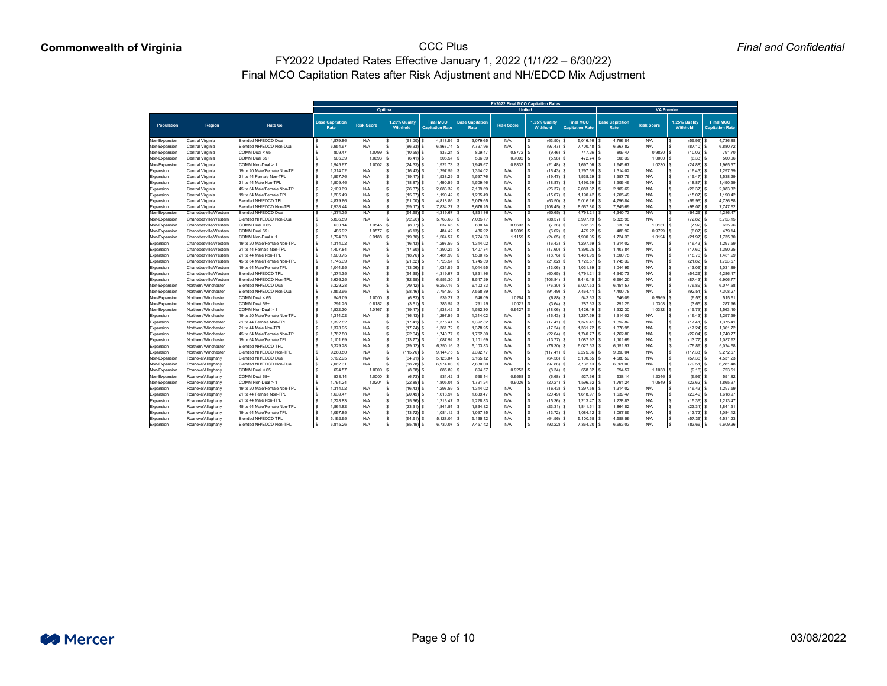**Commonwealth of Virginia** | CCC Plus | *Final and Confidential*

# FY2022 Updated Rates Effective January 1, 2022 (1/1/22 – 6/30/22)

## Final MCO Capitation Rates after Risk Adjustment and NH/EDCD Mix Adjustment

| | | | FY2022 Final MCO Capitation Rates | | | | | | | | | | | |
|---|---|---|---|---|---|---|---|---|---|---|---|---|---|---|
| | | | Optima | | | | United | | | | VA Premier | | | |
| Population | Region | Rate Cell | Base Capitation Rate | Risk Score | 1.25% Quality Withhold | Final MCO Capitation Rate | Base Capitation Rate | Risk Score | 1.25% Quality Withhold | Final MCO Capitation Rate | Base Capitation Rate | Risk Score | 1.25% Quality Withhold | Final MCO Capitation Rate |
| Non-Expansion | Central Virginia | Blended NH/EDCD Dual | $ 4,879.86 | N/A | $ (61.00) | $ 4,818.86 | $ 5,079.65 | N/A | $ (63.50) | $ 5,016.16 | $ 4,796.84 | N/A | $ (59.96) | $ 4,736.88 |
| Non-Expansion | Central Virginia | Blended NH/EDCD Non-Dual | $ 6,954.67 | N/A | $ (86.93) | $ 6,867.74 | $ 7,797.96 | N/A | $ (97.47) | $ 7,700.48 | $ 6,967.82 | N/A | $ (87.10) | $ 6,880.72 |
| Non-Expansion | Central Virginia | COMM Dual < 65 | $ 809.47 | 1.0799 | $ (10.55) | $ 833.24 | $ 809.47 | 0.8772 | $ (9.46) | $ 747.26 | $ 809.47 | 0.9820 | $ (10.02) | $ 791.70 |
| Non-Expansion | Central Virginia | COMM Dual 65+ | $ 506.39 | 1.0693 | $ (6.41) | $ 506.57 | $ 506.39 | 0.7092 | $ (5.98) | $ 472.74 | $ 506.39 | 1.0000 | $ (6.33) | $ 500.06 |
| Non-Expansion | Central Virginia | COMM Non-Dual > 1 | $ 1,945.67 | 1.0002 | $ (24.33) | $ 1,921.78 | $ 1,945.67 | 0.8833 | $ (21.48) | $ 1,697.06 | $ 1,945.67 | 1.0230 | $ (24.88) | $ 1,965.57 |
| Expansion | Central Virginia | 19 to 20 Male/Female Non-TPL | $ 1,314.02 | N/A | $ (16.43) | $ 1,297.59 | $ 1,314.02 | N/A | $ (16.43) | $ 1,297.59 | $ 1,314.02 | N/A | $ (16.43) | $ 1,297.59 |
| Expansion | Central Virginia | 21 to 44 Female Non-TPL | $ 1,557.76 | N/A | $ (19.47) | $ 1,538.29 | $ 1,557.76 | N/A | $ (19.47) | $ 1,538.29 | $ 1,557.76 | N/A | $ (19.47) | $ 1,538.29 |
| Expansion | Central Virginia | 21 to 44 Male Non-TPL | $ 1,509.46 | N/A | $ (18.87) | $ 1,490.59 | $ 1,509.46 | N/A | $ (18.87) | $ 1,490.59 | $ 1,509.46 | N/A | $ (18.87) | $ 1,490.59 |
| Expansion | Central Virginia | 45 to 64 Male/Female Non-TPL | $ 2,109.69 | N/A | $ (26.37) | $ 2,083.32 | $ 2,109.69 | N/A | $ (26.37) | $ 2,083.32 | $ 2,109.69 | N/A | $ (26.37) | $ 2,083.32 |
| Expansion | Central Virginia | 19 to 64 Male/Female TPL | $ 1,205.49 | N/A | $ (15.07) | $ 1,190.42 | $ 1,205.49 | N/A | $ (15.07) | $ 1,190.42 | $ 1,205.49 | N/A | $ (15.07) | $ 1,190.42 |
| Expansion | Central Virginia | Blended NH/EDCD TPL | $ 4,879.86 | N/A | $ (61.00) | $ 4,818.86 | $ 5,079.65 | N/A | $ (63.50) | $ 5,016.16 | $ 4,796.84 | N/A | $ (59.96) | $ 4,736.88 |
| Expansion | Central Virginia | Blended NH/EDCD Non-TPL | $ 7,933.44 | N/A | $ (99.17) | $ 7,834.27 | $ 8,676.25 | N/A | $ (108.45) | $ 8,567.80 | $ 7,845.69 | N/A | $ (98.07) | $ 7,747.62 |
| Non-Expansion | Charlottesville/Western | Blended NH/EDCD Dual | $ 4,374.35 | N/A | $ (54.68) | $ 4,319.67 | $ 4,851.86 | N/A | $ (60.65) | $ 4,791.21 | $ 4,340.73 | N/A | $ (54.26) | $ 4,286.47 |
| Non-Expansion | Charlottesville/Western | Blended NH/EDCD Non-Dual | $ 5,836.59 | N/A | $ (72.96) | $ 5,763.63 | $ 7,085.77 | N/A | $ (88.57) | $ 6,997.19 | $ 5,825.98 | N/A | $ (72.82) | $ 5,753.15 |
| Non-Expansion | Charlottesville/Western | COMM Dual < 65 | $ 630.14 | 1.0545 | $ (8.07) | $ 637.66 | $ 630.14 | 0.8603 | $ (7.38) | $ 582.81 | $ 630.14 | 1.0131 | $ (7.92) | $ 625.96 |
| Non-Expansion | Charlottesville/Western | COMM Dual 65+ | $ 486.92 | 1.0577 | $ (6.13) | $ 484.42 | $ 486.92 | 0.9099 | $ (6.02) | $ 475.22 | $ 486.92 | 0.9729 | $ (6.07) | $ 479.14 |
| Non-Expansion | Charlottesville/Western | COMM Non-Dual > 1 | $ 1,724.33 | 0.9188 | $ (19.80) | $ 1,564.57 | $ 1,724.33 | 1.1159 | $ (24.05) | $ 1,900.05 | $ 1,724.33 | 1.0194 | $ (21.97) | $ 1,735.80 |
| Expansion | Charlottesville/Western | 19 to 20 Male/Female Non-TPL | $ 1,314.02 | N/A | $ (16.43) | $ 1,297.59 | $ 1,314.02 | N/A | $ (16.43) | $ 1,297.59 | $ 1,314.02 | N/A | $ (16.43) | $ 1,297.59 |
| Expansion | Charlottesville/Western | 21 to 44 Female Non-TPL | $ 1,407.84 | N/A | $ (17.60) | $ 1,390.25 | $ 1,407.84 | N/A | $ (17.60) | $ 1,390.25 | $ 1,407.84 | N/A | $ (17.60) | $ 1,390.25 |
| Expansion | Charlottesville/Western | 21 to 44 Male Non-TPL | $ 1,500.75 | N/A | $ (18.76) | $ 1,481.99 | $ 1,500.75 | N/A | $ (18.76) | $ 1,481.99 | $ 1,500.75 | N/A | $ (18.76) | $ 1,481.99 |
| Expansion | Charlottesville/Western | 45 to 64 Male/Female Non-TPL | $ 1,745.39 | N/A | $ (21.82) | $ 1,723.57 | $ 1,745.39 | N/A | $ (21.82) | $ 1,723.57 | $ 1,745.39 | N/A | $ (21.82) | $ 1,723.57 |
| Expansion | Charlottesville/Western | 19 to 64 Male/Female TPL | $ 1,044.95 | N/A | $ (13.06) | $ 1,031.89 | $ 1,044.95 | N/A | $ (13.06) | $ 1,031.89 | $ 1,044.95 | N/A | $ (13.06) | $ 1,031.89 |
| Expansion | Charlottesville/Western | Blended NH/EDCD TPL | $ 4,374.35 | N/A | $ (54.68) | $ 4,319.67 | $ 4,851.86 | N/A | $ (60.65) | $ 4,791.21 | $ 4,340.73 | N/A | $ (54.26) | $ 4,286.47 |
| Expansion | Charlottesville/Western | Blended NH/EDCD Non-TPL | $ 6,636.25 | N/A | $ (82.95) | $ 6,553.30 | $ 8,547.29 | N/A | $ (106.84) | $ 8,440.45 | $ 6,994.20 | N/A | $ (87.43) | $ 6,906.77 |
| Non-Expansion | Northern/Winchester | Blended NH/EDCD Dual | $ 6,329.28 | N/A | $ (79.12) | $ 6,250.16 | $ 6,103.83 | N/A | $ (76.30) | $ 6,027.53 | $ 6,151.57 | N/A | $ (76.89) | $ 6,074.68 |
| Non-Expansion | Northern/Winchester | Blended NH/EDCD Non-Dual | $ 7,852.66 | N/A | $ (98.16) | $ 7,754.50 | $ 7,558.89 | N/A | $ (94.49) | $ 7,464.41 | $ 7,400.78 | N/A | $ (92.51) | $ 7,308.27 |
| Non-Expansion | Northern/Winchester | COMM Dual < 65 | $ 546.09 | 1.0000 | $ (6.83) | $ 539.27 | $ 546.09 | 1.0264 | $ (6.88) | $ 543.63 | $ 546.09 | 0.8569 | $ (6.53) | $ 515.61 |
| Non-Expansion | Northern/Winchester | COMM Dual 65+ | $ 291.25 | 0.8182 | $ (3.61) | $ 285.52 | $ 291.25 | 1.0022 | $ (3.64) | $ 287.63 | $ 291.25 | 1.0308 | $ (3.65) | $ 287.96 |
| Non-Expansion | Northern/Winchester | COMM Non-Dual > 1 | $ 1,532.30 | 1.0167 | $ (19.47) | $ 1,538.42 | $ 1,532.30 | 0.9427 | $ (18.06) | $ 1,426.49 | $ 1,532.30 | 1.0332 | $ (19.79) | $ 1,563.40 |
| Expansion | Northern/Winchester | 19 to 20 Male/Female Non-TPL | $ 1,314.02 | N/A | $ (16.43) | $ 1,297.59 | $ 1,314.02 | N/A | $ (16.43) | $ 1,297.59 | $ 1,314.02 | N/A | $ (16.43) | $ 1,297.59 |
| Expansion | Northern/Winchester | 21 to 44 Female Non-TPL | $ 1,392.82 | N/A | $ (17.41) | $ 1,375.41 | $ 1,392.82 | N/A | $ (17.41) | $ 1,375.41 | $ 1,392.82 | N/A | $ (17.41) | $ 1,375.41 |
| Expansion | Northern/Winchester | 21 to 44 Male Non-TPL | $ 1,378.95 | N/A | $ (17.24) | $ 1,361.72 | $ 1,378.95 | N/A | $ (17.24) | $ 1,361.72 | $ 1,378.95 | N/A | $ (17.24) | $ 1,361.72 |
| Expansion | Northern/Winchester | 45 to 64 Male/Female Non-TPL | $ 1,762.80 | N/A | $ (22.04) | $ 1,740.77 | $ 1,762.80 | N/A | $ (22.04) | $ 1,740.77 | $ 1,762.80 | N/A | $ (22.04) | $ 1,740.77 |
| Expansion | Northern/Winchester | 19 to 64 Male/Female TPL | $ 1,101.69 | N/A | $ (13.77) | $ 1,087.92 | $ 1,101.69 | N/A | $ (13.77) | $ 1,087.92 | $ 1,101.69 | N/A | $ (13.77) | $ 1,087.92 |
| Expansion | Northern/Winchester | Blended NH/EDCD TPL | $ 6,329.28 | N/A | $ (79.12) | $ 6,250.16 | $ 6,103.83 | N/A | $ (76.30) | $ 6,027.53 | $ 6,151.57 | N/A | $ (76.89) | $ 6,074.68 |
| Expansion | Northern/Winchester | Blended NH/EDCD Non-TPL | $ 9,260.50 | N/A | $ (115.76) | $ 9,144.75 | $ 9,392.77 | N/A | $ (117.41) | $ 9,275.36 | $ 9,390.04 | N/A | $ (117.38) | $ 9,272.67 |
| Non-Expansion | Roanoke/Alleghany | Blended NH/EDCD Dual | $ 5,192.95 | N/A | $ (64.91) | $ 5,128.04 | $ 5,165.12 | N/A | $ (64.56) | $ 5,100.55 | $ 4,588.59 | N/A | $ (57.36) | $ 4,531.23 |
| Non-Expansion | Roanoke/Alleghany | Blended NH/EDCD Non-Dual | $ 7,062.31 | N/A | $ (88.28) | $ 6,974.03 | $ 7,830.00 | N/A | $ (97.88) | $ 7,732.13 | $ 6,361.00 | N/A | $ (79.51) | $ 6,281.48 |
| Non-Expansion | Roanoke/Alleghany | COMM Dual < 65 | $ 694.57 | 1.0000 | $ (8.68) | $ 685.89 | $ 694.57 | 0.9253 | $ (8.34) | $ 658.82 | $ 694.57 | 1.1038 | $ (9.16) | $ 723.51 |
| Non-Expansion | Roanoke/Alleghany | COMM Dual 65+ | $ 538.14 | 1.0000 | $ (6.73) | $ 531.42 | $ 538.14 | 0.9568 | $ (6.68) | $ 527.66 | $ 538.14 | 1.2346 | $ (6.99) | $ 551.82 |
| Non-Expansion | Roanoke/Alleghany | COMM Non-Dual > 1 | $ 1,791.24 | 1.0204 | $ (22.85) | $ 1,805.01 | $ 1,791.24 | 0.9026 | $ (20.21) | $ 1,596.62 | $ 1,791.24 | 1.0549 | $ (23.62) | $ 1,865.97 |
| Expansion | Roanoke/Alleghany | 19 to 20 Male/Female Non-TPL | $ 1,314.02 | N/A | $ (16.43) | $ 1,297.59 | $ 1,314.02 | N/A | $ (16.43) | $ 1,297.59 | $ 1,314.02 | N/A | $ (16.43) | $ 1,297.59 |
| Expansion | Roanoke/Alleghany | 21 to 44 Female Non-TPL | $ 1,639.47 | N/A | $ (20.49) | $ 1,618.97 | $ 1,639.47 | N/A | $ (20.49) | $ 1,618.97 | $ 1,639.47 | N/A | $ (20.49) | $ 1,618.97 |
| Expansion | Roanoke/Alleghany | 21 to 44 Male Non-TPL | $ 1,228.83 | N/A | $ (15.36) | $ 1,213.47 | $ 1,228.83 | N/A | $ (15.36) | $ 1,213.47 | $ 1,228.83 | N/A | $ (15.36) | $ 1,213.47 |
| Expansion | Roanoke/Alleghany | 45 to 64 Male/Female Non-TPL | $ 1,864.82 | N/A | $ (23.31) | $ 1,841.51 | $ 1,864.82 | N/A | $ (23.31) | $ 1,841.51 | $ 1,864.82 | N/A | $ (23.31) | $ 1,841.51 |
| Expansion | Roanoke/Alleghany | 19 to 64 Male/Female TPL | $ 1,097.85 | N/A | $ (13.72) | $ 1,084.12 | $ 1,097.85 | N/A | $ (13.72) | $ 1,084.12 | $ 1,097.85 | N/A | $ (13.72) | $ 1,084.12 |
| Expansion | Roanoke/Alleghany | Blended NH/EDCD TPL | $ 5,192.95 | N/A | $ (64.91) | $ 5,128.04 | $ 5,165.12 | N/A | $ (64.56) | $ 5,100.55 | $ 4,588.59 | N/A | $ (57.36) | $ 4,531.23 |
| Expansion | Roanoke/Alleghany | Blended NH/EDCD Non-TPL | $ 6,815.26 | N/A | $ (85.19) | $ 6,730.07 | $ 7,457.42 | N/A | $ (93.22) | $ 7,364.20 | $ 6,693.03 | N/A | $ (83.66) | $ 6,609.36 |

03/08/2022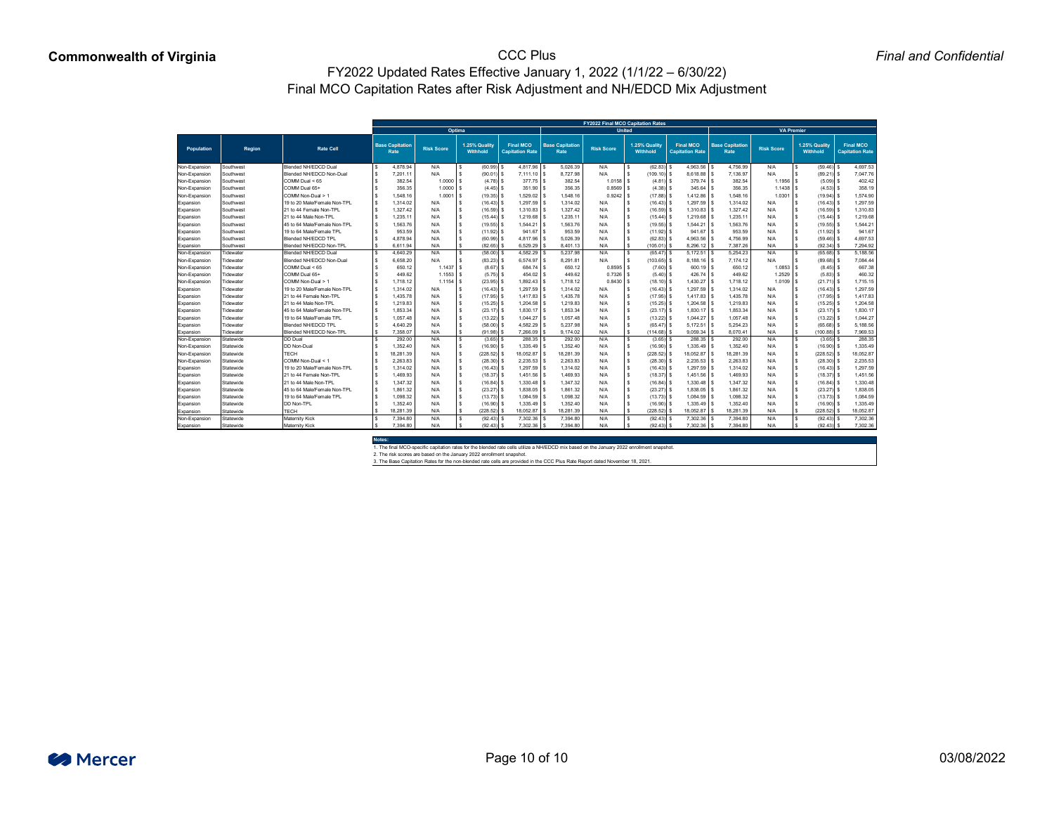**Commonwealth of Virginia**

*Final and Confidential*

# CCC Plus
## FY2022 Updated Rates Effective January 1, 2022 (1/1/22 – 6/30/22)
## Final MCO Capitation Rates after Risk Adjustment and NH/EDCD Mix Adjustment

| | | | FY2022 Final MCO Capitation Rates | | | | | | | | | | | |
|---|---|---|---|---|---|---|---|---|---|---|---|---|---|---|
| | | | Optima | | | | United | | | | VA Premier | | | |
| Population | Region | Rate Cell | Base Capitation Rate | Risk Score | 1.25% Quality Withhold | Final MCO Capitation Rate | Base Capitation Rate | Risk Score | 1.25% Quality Withhold | Final MCO Capitation Rate | Base Capitation Rate | Risk Score | 1.25% Quality Withhold | Final MCO Capitation Rate |
| Non-Expansion | Southwest | Blended NH/EDCD Dual | $ 4,878.94 | N/A | $ (60.99) | $ 4,817.96 | $ 5,026.39 | N/A | $ (62.83) | $ 4,963.56 | $ 4,756.99 | N/A | $ (59.46) | $ 4,697.53 |
| Non-Expansion | Southwest | Blended NH/EDCD Non-Dual | $ 7,201.11 | N/A | $ (90.01) | $ 7,111.10 | $ 8,727.98 | N/A | $ (109.10) | $ 8,618.88 | $ 7,136.97 | N/A | $ (89.21) | $ 7,047.76 |
| Non-Expansion | Southwest | COMM Dual < 65 | $ 382.54 | 1.0000 | $ (4.78) | $ 377.75 | $ 382.54 | 1.0158 | $ (4.81) | $ 379.74 | $ 382.54 | 1.1956 | $ (5.09) | $ 402.42 |
| Non-Expansion | Southwest | COMM Dual 65+ | $ 356.35 | 1.0000 | $ (4.45) | $ 351.90 | $ 356.35 | 0.8569 | $ (4.38) | $ 345.64 | $ 356.35 | 1.1438 | $ (4.53) | $ 358.19 |
| Non-Expansion | Southwest | COMM Non-Dual > 1 | $ 1,548.16 | 1.0001 | $ (19.35) | $ 1,529.02 | $ 1,548.16 | 0.9242 | $ (17.88) | $ 1,412.86 | $ 1,548.16 | 1.0301 | $ (19.94) | $ 1,574.90 |
| Expansion | Southwest | 19 to 20 Male/Female Non-TPL | $ 1,314.02 | N/A | $ (16.43) | $ 1,297.59 | $ 1,314.02 | N/A | $ (16.43) | $ 1,297.59 | $ 1,314.02 | N/A | $ (16.43) | $ 1,297.59 |
| Expansion | Southwest | 21 to 44 Female Non-TPL | $ 1,327.42 | N/A | $ (16.59) | $ 1,310.83 | $ 1,327.42 | N/A | $ (16.59) | $ 1,310.83 | $ 1,327.42 | N/A | $ (16.59) | $ 1,310.83 |
| Expansion | Southwest | 21 to 44 Male Non-TPL | $ 1,235.11 | N/A | $ (15.44) | $ 1,219.68 | $ 1,235.11 | N/A | $ (15.44) | $ 1,219.68 | $ 1,235.11 | N/A | $ (15.44) | $ 1,219.68 |
| Expansion | Southwest | 45 to 64 Male/Female Non-TPL | $ 1,563.76 | N/A | $ (19.55) | $ 1,544.21 | $ 1,563.76 | N/A | $ (19.55) | $ 1,544.21 | $ 1,563.76 | N/A | $ (19.55) | $ 1,544.21 |
| Expansion | Southwest | 19 to 64 Male/Female TPL | $ 953.59 | N/A | $ (11.92) | $ 941.67 | $ 953.59 | N/A | $ (11.92) | $ 941.67 | $ 953.59 | N/A | $ (11.92) | $ 941.67 |
| Expansion | Southwest | Blended NH/EDCD TPL | $ 4,878.94 | N/A | $ (60.99) | $ 4,817.96 | $ 5,026.39 | N/A | $ (62.83) | $ 4,963.56 | $ 4,756.99 | N/A | $ (59.46) | $ 4,697.53 |
| Expansion | Southwest | Blended NH/EDCD Non-TPL | $ 6,611.94 | N/A | $ (82.65) | $ 6,529.29 | $ 8,401.13 | N/A | $ (105.01) | $ 8,296.12 | $ 7,387.26 | N/A | $ (92.34) | $ 7,294.92 |
| Non-Expansion | Tidewater | Blended NH/EDCD Dual | $ 4,640.29 | N/A | $ (58.00) | $ 4,582.29 | $ 5,237.98 | N/A | $ (65.47) | $ 5,172.51 | $ 5,254.23 | N/A | $ (65.68) | $ 5,188.56 |
| Non-Expansion | Tidewater | Blended NH/EDCD Non-Dual | $ 6,658.20 | N/A | $ (83.23) | $ 6,574.97 | $ 8,291.81 | N/A | $ (103.65) | $ 8,188.16 | $ 7,174.12 | N/A | $ (89.68) | $ 7,084.44 |
| Non-Expansion | Tidewater | COMM Dual < 65 | $ 650.12 | 1.1437 | $ (8.67) | $ 684.74 | $ 650.12 | 0.8595 | $ (7.60) | $ 600.19 | $ 650.12 | 1.0853 | $ (8.45) | $ 667.38 |
| Non-Expansion | Tidewater | COMM Dual 65+ | $ 449.62 | 1.1553 | $ (5.75) | $ 454.02 | $ 449.62 | 0.7326 | $ (5.40) | $ 426.74 | $ 449.62 | 1.2529 | $ (5.83) | $ 460.32 |
| Non-Expansion | Tidewater | COMM Non-Dual > 1 | $ 1,718.12 | 1.1154 | $ (23.95) | $ 1,892.43 | $ 1,718.12 | 0.8430 | $ (18.10) | $ 1,430.27 | $ 1,718.12 | 1.0109 | $ (21.71) | $ 1,715.15 |
| Expansion | Tidewater | 19 to 20 Male/Female Non-TPL | $ 1,314.02 | N/A | $ (16.43) | $ 1,297.59 | $ 1,314.02 | N/A | $ (16.43) | $ 1,297.59 | $ 1,314.02 | N/A | $ (16.43) | $ 1,297.59 |
| Expansion | Tidewater | 21 to 44 Female Non-TPL | $ 1,435.78 | N/A | $ (17.95) | $ 1,417.83 | $ 1,435.78 | N/A | $ (17.95) | $ 1,417.83 | $ 1,435.78 | N/A | $ (17.95) | $ 1,417.83 |
| Expansion | Tidewater | 21 to 44 Male Non-TPL | $ 1,219.83 | N/A | $ (15.25) | $ 1,204.58 | $ 1,219.83 | N/A | $ (15.25) | $ 1,204.58 | $ 1,219.83 | N/A | $ (15.25) | $ 1,204.58 |
| Expansion | Tidewater | 45 to 64 Male/Female Non-TPL | $ 1,853.34 | N/A | $ (23.17) | $ 1,830.17 | $ 1,853.34 | N/A | $ (23.17) | $ 1,830.17 | $ 1,853.34 | N/A | $ (23.17) | $ 1,830.17 |
| Expansion | Tidewater | 19 to 64 Male/Female TPL | $ 1,057.48 | N/A | $ (13.22) | $ 1,044.27 | $ 1,057.48 | N/A | $ (13.22) | $ 1,044.27 | $ 1,057.48 | N/A | $ (13.22) | $ 1,044.27 |
| Expansion | Tidewater | Blended NH/EDCD TPL | $ 4,640.29 | N/A | $ (58.00) | $ 4,582.29 | $ 5,237.98 | N/A | $ (65.47) | $ 5,172.51 | $ 5,254.23 | N/A | $ (65.68) | $ 5,188.56 |
| Expansion | Tidewater | Blended NH/EDCD Non-TPL | $ 7,358.07 | N/A | $ (91.98) | $ 7,266.09 | $ 9,174.02 | N/A | $ (114.68) | $ 9,059.34 | $ 8,070.41 | N/A | $ (100.88) | $ 7,969.53 |
| Non-Expansion | Statewide | DD Dual | $ 292.00 | N/A | $ (3.65) | $ 288.35 | $ 292.00 | N/A | $ (3.65) | $ 288.35 | $ 292.00 | N/A | $ (3.65) | $ 288.35 |
| Non-Expansion | Statewide | DD Non-Dual | $ 1,352.40 | N/A | $ (16.90) | $ 1,335.49 | $ 1,352.40 | N/A | $ (16.90) | $ 1,335.49 | $ 1,352.40 | N/A | $ (16.90) | $ 1,335.49 |
| Non-Expansion | Statewide | TECH | $ 18,281.39 | N/A | $ (228.52) | $ 18,052.87 | $ 18,281.39 | N/A | $ (228.52) | $ 18,052.87 | $ 18,281.39 | N/A | $ (228.52) | $ 18,052.87 |
| Non-Expansion | Statewide | COMM Non-Dual < 1 | $ 2,263.83 | N/A | $ (28.30) | $ 2,235.53 | $ 2,263.83 | N/A | $ (28.30) | $ 2,235.53 | $ 2,263.83 | N/A | $ (28.30) | $ 2,235.53 |
| Expansion | Statewide | 19 to 20 Male/Female Non-TPL | $ 1,314.02 | N/A | $ (16.43) | $ 1,297.59 | $ 1,314.02 | N/A | $ (16.43) | $ 1,297.59 | $ 1,314.02 | N/A | $ (16.43) | $ 1,297.59 |
| Expansion | Statewide | 21 to 44 Female Non-TPL | $ 1,469.93 | N/A | $ (18.37) | $ 1,451.56 | $ 1,469.93 | N/A | $ (18.37) | $ 1,451.56 | $ 1,469.93 | N/A | $ (18.37) | $ 1,451.56 |
| Expansion | Statewide | 21 to 44 Male Non-TPL | $ 1,347.32 | N/A | $ (16.84) | $ 1,330.48 | $ 1,347.32 | N/A | $ (16.84) | $ 1,330.48 | $ 1,347.32 | N/A | $ (16.84) | $ 1,330.48 |
| Expansion | Statewide | 45 to 64 Male/Female Non-TPL | $ 1,861.32 | N/A | $ (23.27) | $ 1,838.05 | $ 1,861.32 | N/A | $ (23.27) | $ 1,838.05 | $ 1,861.32 | N/A | $ (23.27) | $ 1,838.05 |
| Expansion | Statewide | 19 to 64 Male/Female TPL | $ 1,098.32 | N/A | $ (13.73) | $ 1,084.59 | $ 1,098.32 | N/A | $ (13.73) | $ 1,084.59 | $ 1,098.32 | N/A | $ (13.73) | $ 1,084.59 |
| Expansion | Statewide | DD Non-TPL | $ 1,352.40 | N/A | $ (16.90) | $ 1,335.49 | $ 1,352.40 | N/A | $ (16.90) | $ 1,335.49 | $ 1,352.40 | N/A | $ (16.90) | $ 1,335.49 |
| Expansion | Statewide | TECH | $ 18,281.39 | N/A | $ (228.52) | $ 18,052.87 | $ 18,281.39 | N/A | $ (228.52) | $ 18,052.87 | $ 18,281.39 | N/A | $ (228.52) | $ 18,052.87 |
| Non-Expansion | Statewide | Maternity Kick | $ 7,394.80 | N/A | $ (92.43) | $ 7,302.36 | $ 7,394.80 | N/A | $ (92.43) | $ 7,302.36 | $ 7,394.80 | N/A | $ (92.43) | $ 7,302.36 |
| Expansion | Statewide | Maternity Kick | $ 7,394.80 | N/A | $ (92.43) | $ 7,302.36 | $ 7,394.80 | N/A | $ (92.43) | $ 7,302.36 | $ 7,394.80 | N/A | $ (92.43) | $ 7,302.36 |

**Notes:**

1. The final MCO-specific capitation rates for the blended rate cells utilize a NH/EDCD mix based on the January 2022 enrollment snapshot.
2. The risk scores are based on the January 2022 enrollment snapshot.
3. The Base Capitation Rates for the non-blended rate cells are provided in the CCC Plus Rate Report dated November 18, 2021.

03/08/2022